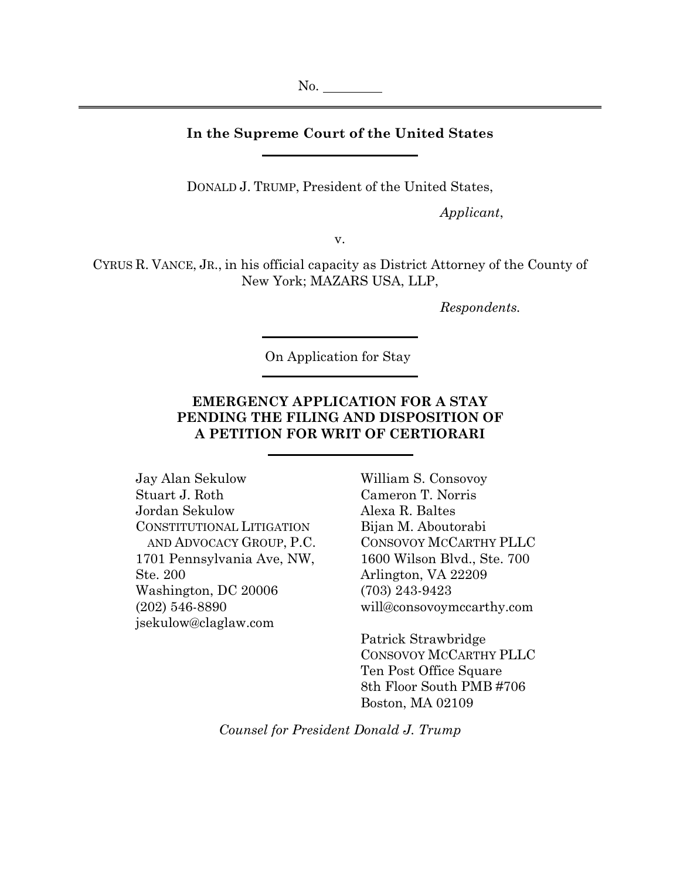No. \_\_\_\_\_\_\_\_\_

---

**In the Supreme Court of the United States**

---

DONALD J. TRUMP, President of the United States,

*Applicant*,

v.

CYRUS R. VANCE, JR., in his official capacity as District Attorney of the County of New York; MAZARS USA, LLP,

*Respondents.*

---

On Application for Stay

---

**EMERGENCY APPLICATION FOR A STAY PENDING THE FILING AND DISPOSITION OF A PETITION FOR WRIT OF CERTIORARI**

---

Jay Alan Sekulow
Stuart J. Roth
Jordan Sekulow
CONSTITUTIONAL LITIGATION AND ADVOCACY GROUP, P.C.
1701 Pennsylvania Ave, NW, Ste. 200
Washington, DC 20006
(202) 546-8890
jsekulow@claglaw.com

William S. Consovoy
Cameron T. Norris
Alexa R. Baltes
Bijan M. Aboutorabi
CONSOVOY MCCARTHY PLLC
1600 Wilson Blvd., Ste. 700
Arlington, VA 22209
(703) 243-9423
will@consovoymccarthy.com

Patrick Strawbridge
CONSOVOY MCCARTHY PLLC
Ten Post Office Square
8th Floor South PMB #706
Boston, MA 02109

*Counsel for President Donald J. Trump*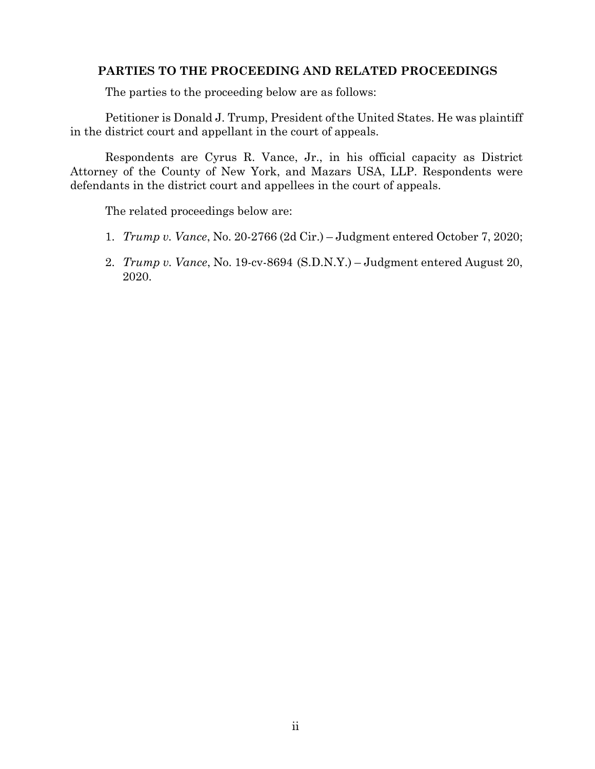## PARTIES TO THE PROCEEDING AND RELATED PROCEEDINGS

The parties to the proceeding below are as follows:

Petitioner is Donald J. Trump, President of the United States. He was plaintiff in the district court and appellant in the court of appeals.

Respondents are Cyrus R. Vance, Jr., in his official capacity as District Attorney of the County of New York, and Mazars USA, LLP. Respondents were defendants in the district court and appellees in the court of appeals.

The related proceedings below are:

1. *Trump v. Vance*, No. 20-2766 (2d Cir.) – Judgment entered October 7, 2020;
2. *Trump v. Vance*, No. 19-cv-8694 (S.D.N.Y.) – Judgment entered August 20, 2020.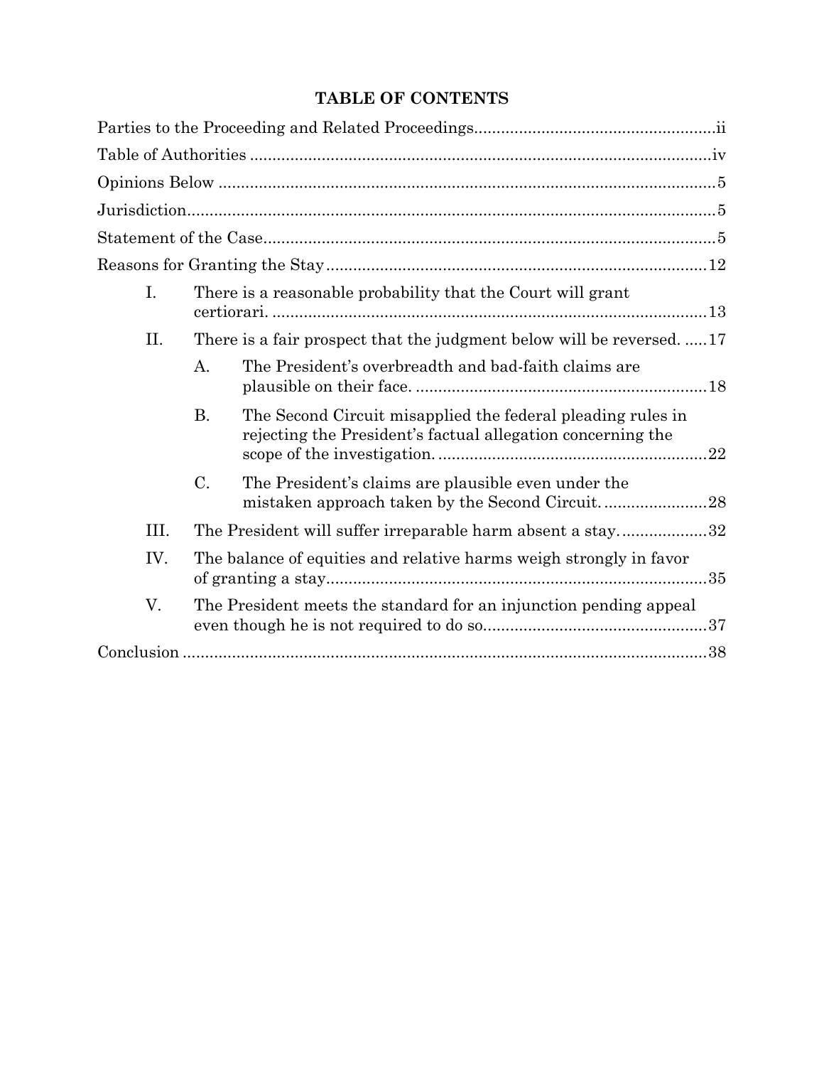# TABLE OF CONTENTS

Parties to the Proceeding and Related Proceedings....................................................ii

Table of Authorities .......................................................................................................iv

Opinions Below ...............................................................................................................5

Jurisdiction......................................................................................................................5

Statement of the Case.....................................................................................................5

Reasons for Granting the Stay.....................................................................................12

- I. There is a reasonable probability that the Court will grant certiorari. ..................................................................................................13
- II. There is a fair prospect that the judgment below will be reversed. .....17
  - A. The President's overbreadth and bad-faith claims are plausible on their face. .................................................................18
  - B. The Second Circuit misapplied the federal pleading rules in rejecting the President's factual allegation concerning the scope of the investigation. ............................................................22
  - C. The President's claims are plausible even under the mistaken approach taken by the Second Circuit. .......................28
- III. The President will suffer irreparable harm absent a stay....................32
- IV. The balance of equities and relative harms weigh strongly in favor of granting a stay.....................................................................................35
- V. The President meets the standard for an injunction pending appeal even though he is not required to do so..................................................37

Conclusion .....................................................................................................................38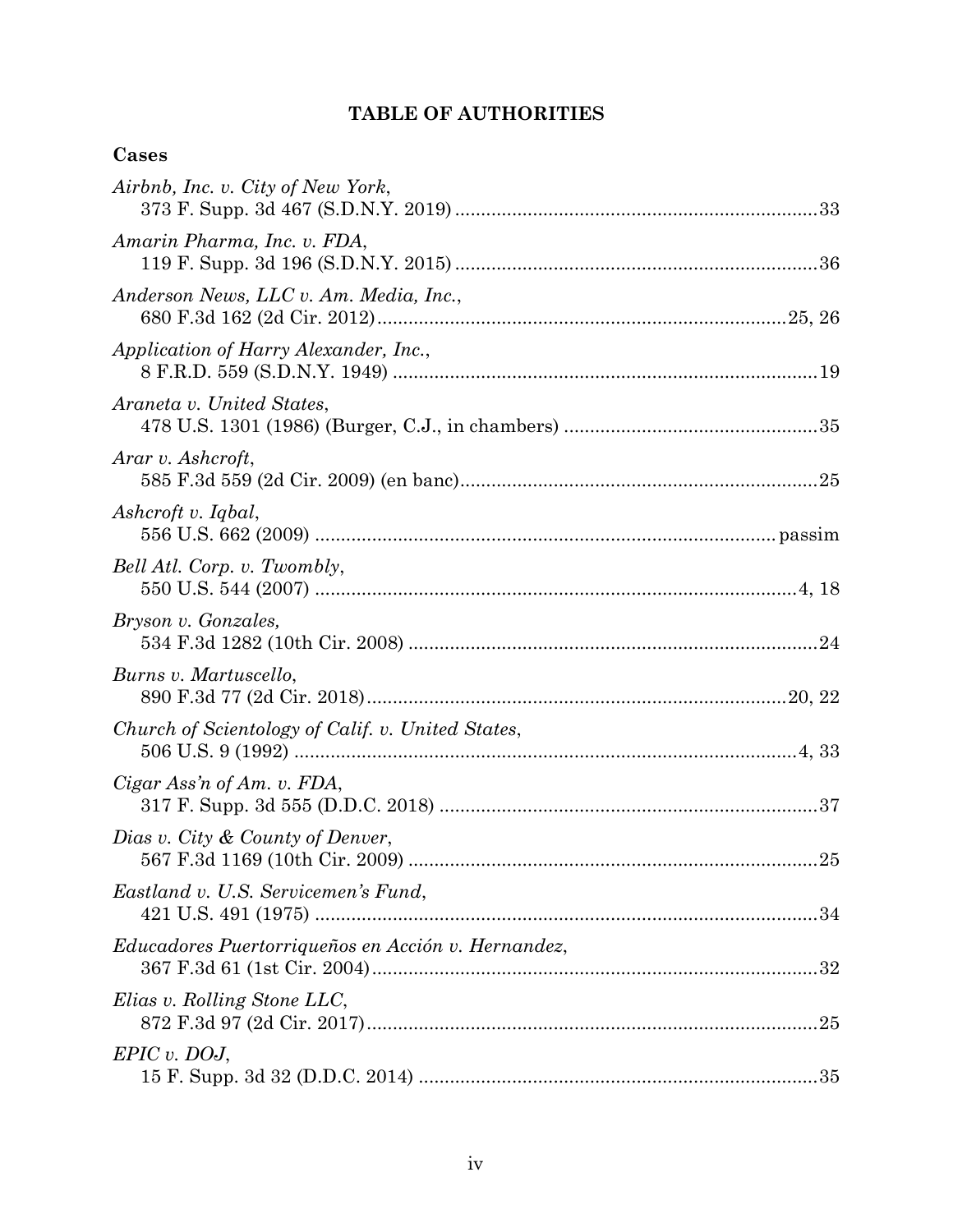## TABLE OF AUTHORITIES

### Cases

*Airbnb, Inc. v. City of New York*,
373 F. Supp. 3d 467 (S.D.N.Y. 2019) ....................................................................33

*Amarin Pharma, Inc. v. FDA*,
119 F. Supp. 3d 196 (S.D.N.Y. 2015) ....................................................................36

*Anderson News, LLC v. Am. Media, Inc.*,
680 F.3d 162 (2d Cir. 2012)............................................................................25, 26

*Application of Harry Alexander, Inc.*,
8 F.R.D. 559 (S.D.N.Y. 1949) ................................................................................19

*Araneta v. United States*,
478 U.S. 1301 (1986) (Burger, C.J., in chambers) ................................................35

*Arar v. Ashcroft*,
585 F.3d 559 (2d Cir. 2009) (en banc)...................................................................25

*Ashcroft v. Iqbal*,
556 U.S. 662 (2009) ........................................................................................ passim

*Bell Atl. Corp. v. Twombly*,
550 U.S. 544 (2007) ...........................................................................................4, 18

*Bryson v. Gonzales,*
534 F.3d 1282 (10th Cir. 2008) .............................................................................24

*Burns v. Martuscello*,
890 F.3d 77 (2d Cir. 2018)................................................................................20, 22

*Church of Scientology of Calif. v. United States*,
506 U.S. 9 (1992) ................................................................................................4, 33

*Cigar Ass'n of Am. v. FDA*,
317 F. Supp. 3d 555 (D.D.C. 2018) .......................................................................37

*Dias v. City & County of Denver*,
567 F.3d 1169 (10th Cir. 2009) .............................................................................25

*Eastland v. U.S. Servicemen's Fund*,
421 U.S. 491 (1975) ................................................................................................34

*Educadores Puertorriqueños en Acción v. Hernandez*,
367 F.3d 61 (1st Cir. 2004).....................................................................................32

*Elias v. Rolling Stone LLC*,
872 F.3d 97 (2d Cir. 2017)......................................................................................25

*EPIC v. DOJ*,
15 F. Supp. 3d 32 (D.D.C. 2014) ............................................................................35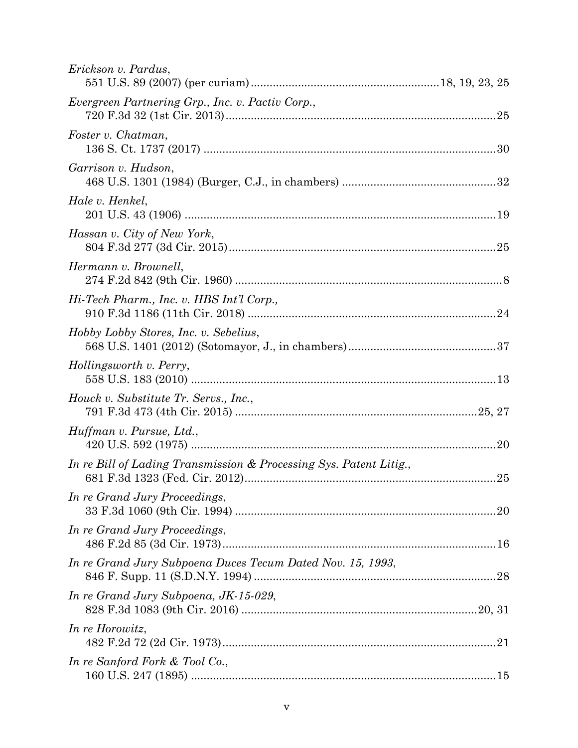*Erickson v. Pardus*,
551 U.S. 89 (2007) (per curiam) ........................................................... 18, 19, 23, 25

*Evergreen Partnering Grp., Inc. v. Pactiv Corp.*,
720 F.3d 32 (1st Cir. 2013) ........................................................................................ 25

*Foster v. Chatman*,
136 S. Ct. 1737 (2017) ............................................................................................... 30

*Garrison v. Hudson*,
468 U.S. 1301 (1984) (Burger, C.J., in chambers) .................................................. 32

*Hale v. Henkel*,
201 U.S. 43 (1906) ..................................................................................................... 19

*Hassan v. City of New York*,
804 F.3d 277 (3d Cir. 2015) ....................................................................................... 25

*Hermann v. Brownell*,
274 F.2d 842 (9th Cir. 1960) ........................................................................................ 8

*Hi-Tech Pharm., Inc. v. HBS Int'l Corp.*,
910 F.3d 1186 (11th Cir. 2018) .................................................................................. 24

*Hobby Lobby Stores, Inc. v. Sebelius*,
568 U.S. 1401 (2012) (Sotomayor, J., in chambers) ................................................ 37

*Hollingsworth v. Perry*,
558 U.S. 183 (2010) ................................................................................................... 13

*Houck v. Substitute Tr. Servs., Inc.*,
791 F.3d 473 (4th Cir. 2015) ............................................................................. 25, 27

*Huffman v. Pursue, Ltd.*,
420 U.S. 592 (1975) ................................................................................................... 20

*In re Bill of Lading Transmission & Processing Sys. Patent Litig.*,
681 F.3d 1323 (Fed. Cir. 2012) .................................................................................. 25

*In re Grand Jury Proceedings*,
33 F.3d 1060 (9th Cir. 1994) ..................................................................................... 20

*In re Grand Jury Proceedings*,
486 F.2d 85 (3d Cir. 1973) ........................................................................................ 16

*In re Grand Jury Subpoena Duces Tecum Dated Nov. 15, 1993*,
846 F. Supp. 11 (S.D.N.Y. 1994) ............................................................................... 28

*In re Grand Jury Subpoena, JK-15-029*,
828 F.3d 1083 (9th Cir. 2016) ............................................................................. 20, 31

*In re Horowitz*,
482 F.2d 72 (2d Cir. 1973) ......................................................................................... 21

*In re Sanford Fork & Tool Co.*,
160 U.S. 247 (1895) ................................................................................................... 15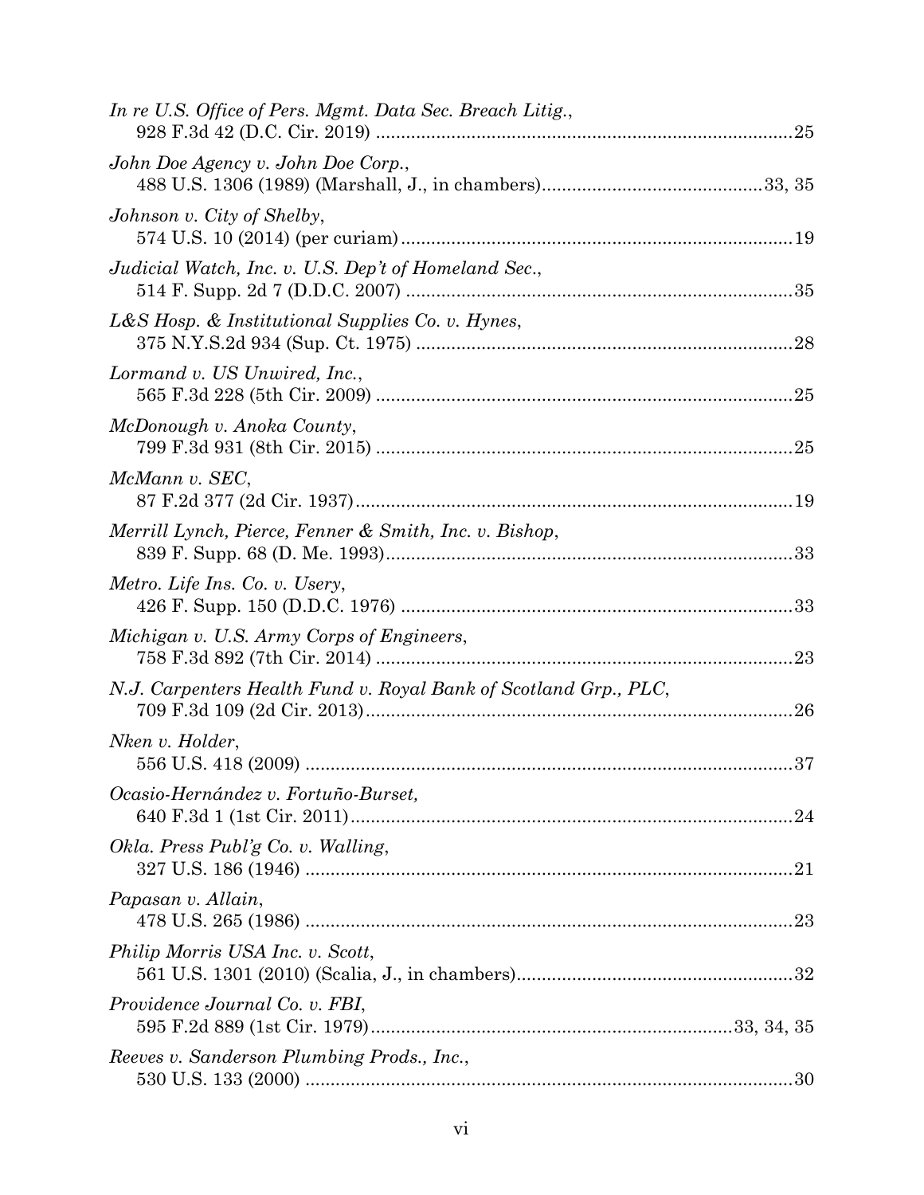*In re U.S. Office of Pers. Mgmt. Data Sec. Breach Litig.*,
928 F.3d 42 (D.C. Cir. 2019) .......................................................................................25

*John Doe Agency v. John Doe Corp.*,
488 U.S. 1306 (1989) (Marshall, J., in chambers)............................................33, 35

*Johnson v. City of Shelby*,
574 U.S. 10 (2014) (per curiam)...............................................................................19

*Judicial Watch, Inc. v. U.S. Dep't of Homeland Sec.*,
514 F. Supp. 2d 7 (D.D.C. 2007) ..............................................................................35

*L&S Hosp. & Institutional Supplies Co. v. Hynes*,
375 N.Y.S.2d 934 (Sup. Ct. 1975) ...........................................................................28

*Lormand v. US Unwired, Inc.*,
565 F.3d 228 (5th Cir. 2009) ....................................................................................25

*McDonough v. Anoka County*,
799 F.3d 931 (8th Cir. 2015) ....................................................................................25

*McMann v. SEC*,
87 F.2d 377 (2d Cir. 1937).........................................................................................19

*Merrill Lynch, Pierce, Fenner & Smith, Inc. v. Bishop*,
839 F. Supp. 68 (D. Me. 1993)...................................................................................33

*Metro. Life Ins. Co. v. Usery*,
426 F. Supp. 150 (D.D.C. 1976) ...............................................................................33

*Michigan v. U.S. Army Corps of Engineers*,
758 F.3d 892 (7th Cir. 2014) ....................................................................................23

*N.J. Carpenters Health Fund v. Royal Bank of Scotland Grp., PLC*,
709 F.3d 109 (2d Cir. 2013).......................................................................................26

*Nken v. Holder*,
556 U.S. 418 (2009) ...................................................................................................37

*Ocasio-Hernández v. Fortuño-Burset,*
640 F.3d 1 (1st Cir. 2011)..........................................................................................24

*Okla. Press Publ'g Co. v. Walling*,
327 U.S. 186 (1946) ...................................................................................................21

*Papasan v. Allain*,
478 U.S. 265 (1986) ...................................................................................................23

*Philip Morris USA Inc. v. Scott*,
561 U.S. 1301 (2010) (Scalia, J., in chambers).......................................................32

*Providence Journal Co. v. FBI*,
595 F.2d 889 (1st Cir. 1979)......................................................................33, 34, 35

*Reeves v. Sanderson Plumbing Prods., Inc.*,
530 U.S. 133 (2000) ...................................................................................................30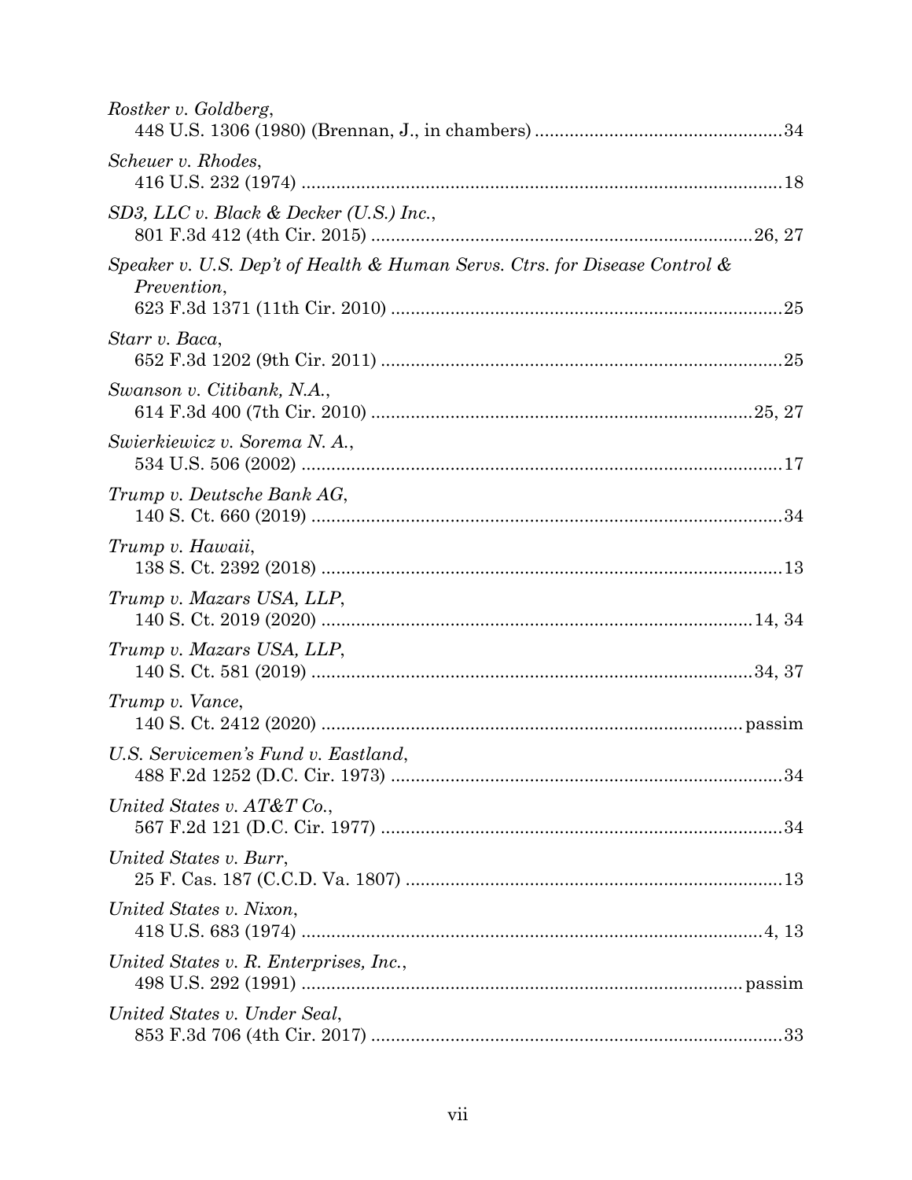*Rostker v. Goldberg*,
448 U.S. 1306 (1980) (Brennan, J., in chambers) .................................................34

*Scheuer v. Rhodes*,
416 U.S. 232 (1974) .................................................................................................18

*SD3, LLC v. Black & Decker (U.S.) Inc.*,
801 F.3d 412 (4th Cir. 2015) ............................................................................26, 27

*Speaker v. U.S. Dep't of Health & Human Servs. Ctrs. for Disease Control & Prevention*,
623 F.3d 1371 (11th Cir. 2010) ..............................................................................25

*Starr v. Baca*,
652 F.3d 1202 (9th Cir. 2011) ................................................................................25

*Swanson v. Citibank, N.A.*,
614 F.3d 400 (7th Cir. 2010) ............................................................................25, 27

*Swierkiewicz v. Sorema N. A.*,
534 U.S. 506 (2002) .................................................................................................17

*Trump v. Deutsche Bank AG*,
140 S. Ct. 660 (2019) ...............................................................................................34

*Trump v. Hawaii*,
138 S. Ct. 2392 (2018) .............................................................................................13

*Trump v. Mazars USA, LLP*,
140 S. Ct. 2019 (2020) .......................................................................................14, 34

*Trump v. Mazars USA, LLP*,
140 S. Ct. 581 (2019) .........................................................................................34, 37

*Trump v. Vance*,
140 S. Ct. 2412 (2020) ....................................................................................passim

*U.S. Servicemen's Fund v. Eastland*,
488 F.2d 1252 (D.C. Cir. 1973) ..............................................................................34

*United States v. AT&T Co.*,
567 F.2d 121 (D.C. Cir. 1977) ................................................................................34

*United States v. Burr*,
25 F. Cas. 187 (C.C.D. Va. 1807) ...........................................................................13

*United States v. Nixon*,
418 U.S. 683 (1974) .............................................................................................4, 13

*United States v. R. Enterprises, Inc.*,
498 U.S. 292 (1991) ........................................................................................passim

*United States v. Under Seal*,
853 F.3d 706 (4th Cir. 2017) ..................................................................................33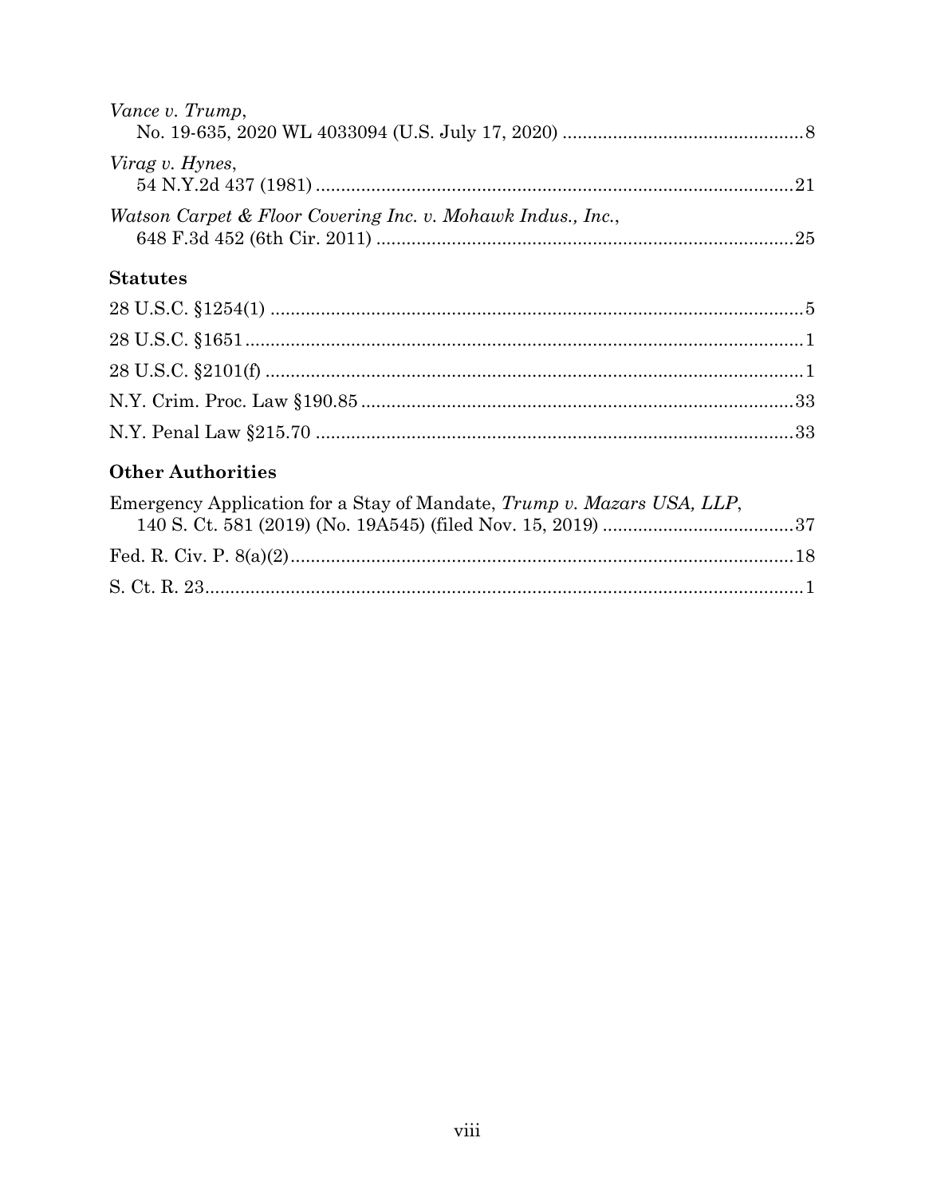*Vance v. Trump*,
No. 19-635, 2020 WL 4033094 (U.S. July 17, 2020) ................................................ 8

*Virag v. Hynes*,
54 N.Y.2d 437 (1981) ............................................................................................ 21

*Watson Carpet & Floor Covering Inc. v. Mohawk Indus., Inc.*,
648 F.3d 452 (6th Cir. 2011) ................................................................................ 25

### Statutes

28 U.S.C. §1254(1) .................................................................................................... 5

28 U.S.C. §1651 ......................................................................................................... 1

28 U.S.C. §2101(f) ..................................................................................................... 1

N.Y. Crim. Proc. Law §190.85 ................................................................................ 33

N.Y. Penal Law §215.70 .......................................................................................... 33

### Other Authorities

Emergency Application for a Stay of Mandate, *Trump v. Mazars USA, LLP*,
140 S. Ct. 581 (2019) (No. 19A545) (filed Nov. 15, 2019) ...................................... 37

Fed. R. Civ. P. 8(a)(2) ............................................................................................. 18

S. Ct. R. 23 ................................................................................................................ 1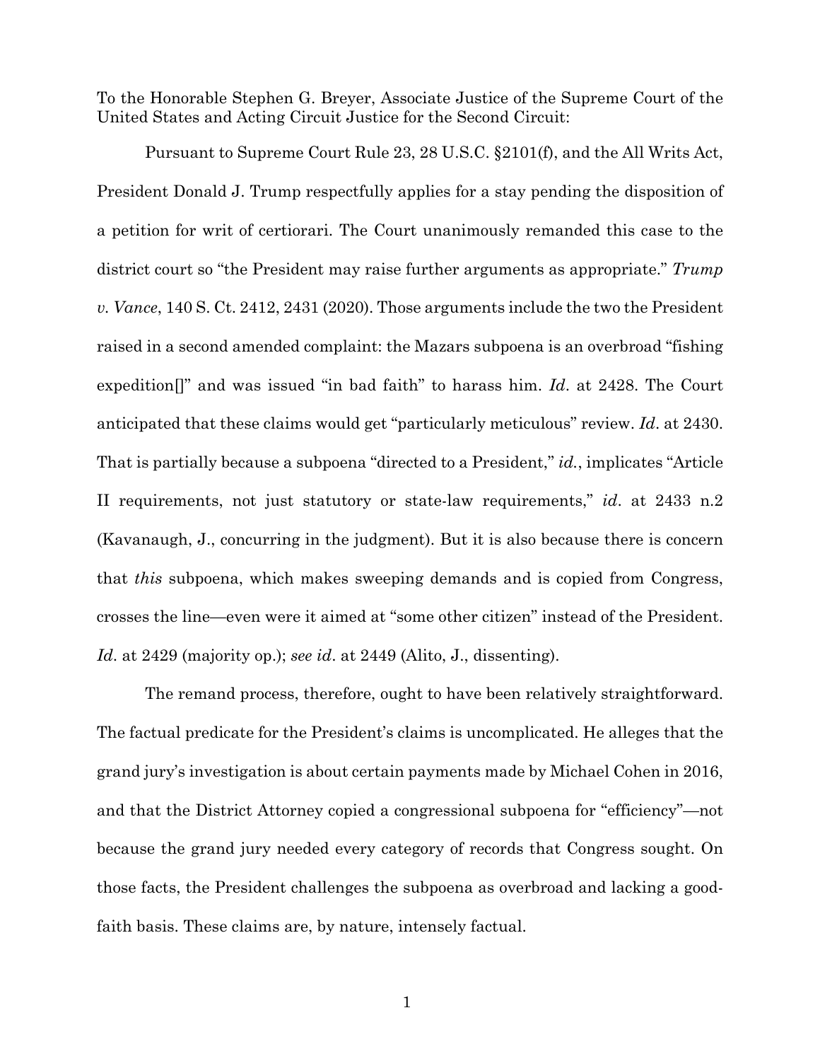To the Honorable Stephen G. Breyer, Associate Justice of the Supreme Court of the United States and Acting Circuit Justice for the Second Circuit:

Pursuant to Supreme Court Rule 23, 28 U.S.C. §2101(f), and the All Writs Act, President Donald J. Trump respectfully applies for a stay pending the disposition of a petition for writ of certiorari. The Court unanimously remanded this case to the district court so "the President may raise further arguments as appropriate." *Trump v. Vance*, 140 S. Ct. 2412, 2431 (2020). Those arguments include the two the President raised in a second amended complaint: the Mazars subpoena is an overbroad "fishing expedition[]" and was issued "in bad faith" to harass him. *Id*. at 2428. The Court anticipated that these claims would get "particularly meticulous" review. *Id*. at 2430. That is partially because a subpoena "directed to a President," *id.*, implicates "Article II requirements, not just statutory or state-law requirements," *id*. at 2433 n.2 (Kavanaugh, J., concurring in the judgment). But it is also because there is concern that *this* subpoena, which makes sweeping demands and is copied from Congress, crosses the line—even were it aimed at "some other citizen" instead of the President. *Id*. at 2429 (majority op.); *see id*. at 2449 (Alito, J., dissenting).

The remand process, therefore, ought to have been relatively straightforward. The factual predicate for the President's claims is uncomplicated. He alleges that the grand jury's investigation is about certain payments made by Michael Cohen in 2016, and that the District Attorney copied a congressional subpoena for "efficiency"—not because the grand jury needed every category of records that Congress sought. On those facts, the President challenges the subpoena as overbroad and lacking a good-faith basis. These claims are, by nature, intensely factual.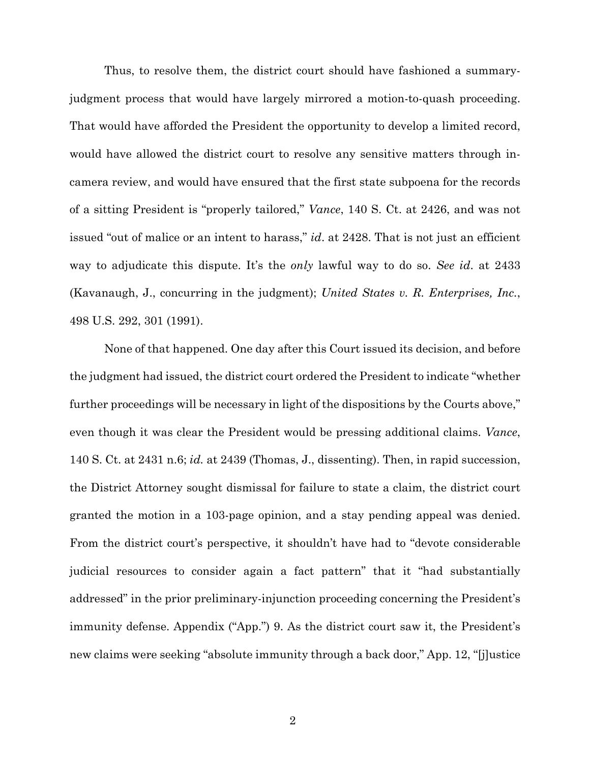Thus, to resolve them, the district court should have fashioned a summary-judgment process that would have largely mirrored a motion-to-quash proceeding. That would have afforded the President the opportunity to develop a limited record, would have allowed the district court to resolve any sensitive matters through in-camera review, and would have ensured that the first state subpoena for the records of a sitting President is "properly tailored," *Vance*, 140 S. Ct. at 2426, and was not issued "out of malice or an intent to harass," *id*. at 2428. That is not just an efficient way to adjudicate this dispute. It's the *only* lawful way to do so. *See id*. at 2433 (Kavanaugh, J., concurring in the judgment); *United States v. R. Enterprises, Inc.*, 498 U.S. 292, 301 (1991).

None of that happened. One day after this Court issued its decision, and before the judgment had issued, the district court ordered the President to indicate "whether further proceedings will be necessary in light of the dispositions by the Courts above," even though it was clear the President would be pressing additional claims. *Vance*, 140 S. Ct. at 2431 n.6; *id.* at 2439 (Thomas, J., dissenting). Then, in rapid succession, the District Attorney sought dismissal for failure to state a claim, the district court granted the motion in a 103-page opinion, and a stay pending appeal was denied. From the district court's perspective, it shouldn't have had to "devote considerable judicial resources to consider again a fact pattern" that it "had substantially addressed" in the prior preliminary-injunction proceeding concerning the President's immunity defense. Appendix ("App.") 9. As the district court saw it, the President's new claims were seeking "absolute immunity through a back door," App. 12, "[j]ustice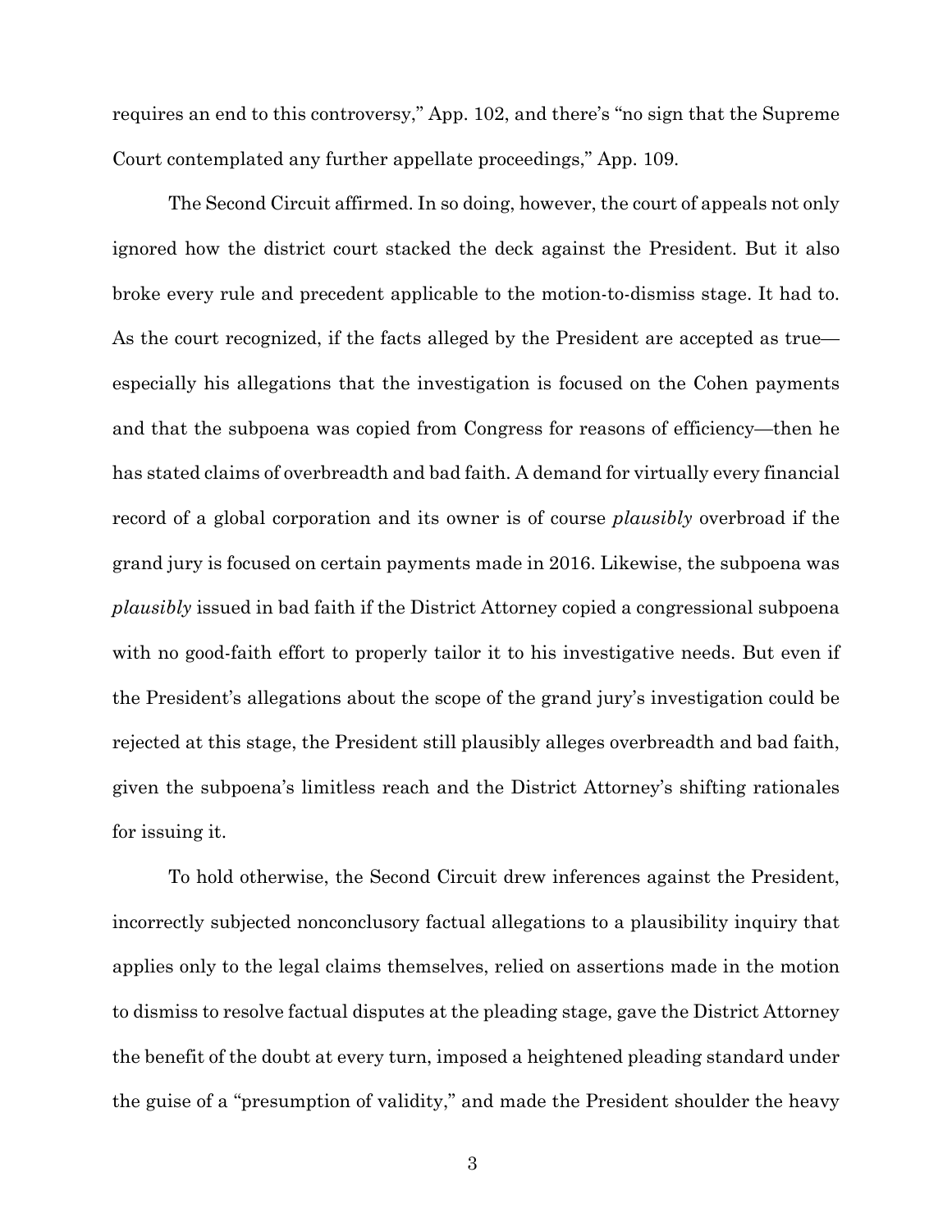requires an end to this controversy," App. 102, and there's "no sign that the Supreme Court contemplated any further appellate proceedings," App. 109.

The Second Circuit affirmed. In so doing, however, the court of appeals not only ignored how the district court stacked the deck against the President. But it also broke every rule and precedent applicable to the motion-to-dismiss stage. It had to. As the court recognized, if the facts alleged by the President are accepted as true—especially his allegations that the investigation is focused on the Cohen payments and that the subpoena was copied from Congress for reasons of efficiency—then he has stated claims of overbreadth and bad faith. A demand for virtually every financial record of a global corporation and its owner is of course *plausibly* overbroad if the grand jury is focused on certain payments made in 2016. Likewise, the subpoena was *plausibly* issued in bad faith if the District Attorney copied a congressional subpoena with no good-faith effort to properly tailor it to his investigative needs. But even if the President's allegations about the scope of the grand jury's investigation could be rejected at this stage, the President still plausibly alleges overbreadth and bad faith, given the subpoena's limitless reach and the District Attorney's shifting rationales for issuing it.

To hold otherwise, the Second Circuit drew inferences against the President, incorrectly subjected nonconclusory factual allegations to a plausibility inquiry that applies only to the legal claims themselves, relied on assertions made in the motion to dismiss to resolve factual disputes at the pleading stage, gave the District Attorney the benefit of the doubt at every turn, imposed a heightened pleading standard under the guise of a "presumption of validity," and made the President shoulder the heavy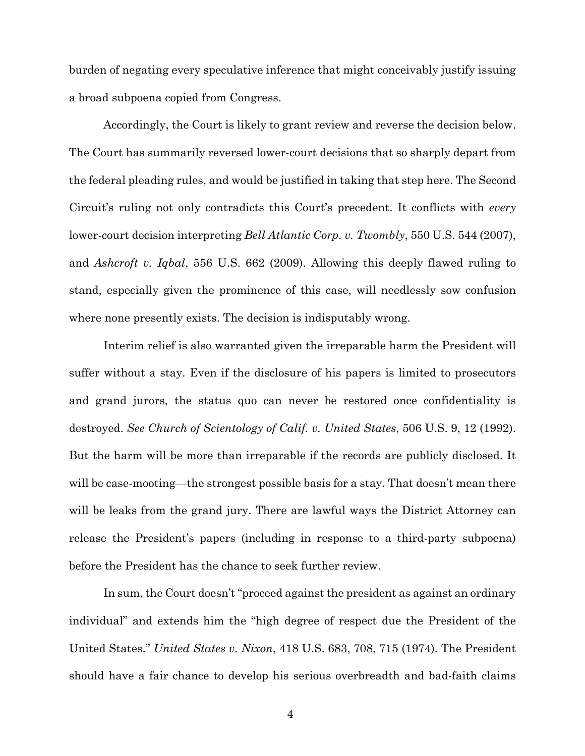burden of negating every speculative inference that might conceivably justify issuing a broad subpoena copied from Congress.

Accordingly, the Court is likely to grant review and reverse the decision below. The Court has summarily reversed lower-court decisions that so sharply depart from the federal pleading rules, and would be justified in taking that step here. The Second Circuit's ruling not only contradicts this Court's precedent. It conflicts with *every* lower-court decision interpreting *Bell Atlantic Corp. v. Twombly*, 550 U.S. 544 (2007), and *Ashcroft v. Iqbal*, 556 U.S. 662 (2009). Allowing this deeply flawed ruling to stand, especially given the prominence of this case, will needlessly sow confusion where none presently exists. The decision is indisputably wrong.

Interim relief is also warranted given the irreparable harm the President will suffer without a stay. Even if the disclosure of his papers is limited to prosecutors and grand jurors, the status quo can never be restored once confidentiality is destroyed. *See Church of Scientology of Calif. v. United States*, 506 U.S. 9, 12 (1992). But the harm will be more than irreparable if the records are publicly disclosed. It will be case-mooting—the strongest possible basis for a stay. That doesn't mean there will be leaks from the grand jury. There are lawful ways the District Attorney can release the President's papers (including in response to a third-party subpoena) before the President has the chance to seek further review.

In sum, the Court doesn't "proceed against the president as against an ordinary individual" and extends him the "high degree of respect due the President of the United States." *United States v. Nixon*, 418 U.S. 683, 708, 715 (1974). The President should have a fair chance to develop his serious overbreadth and bad-faith claims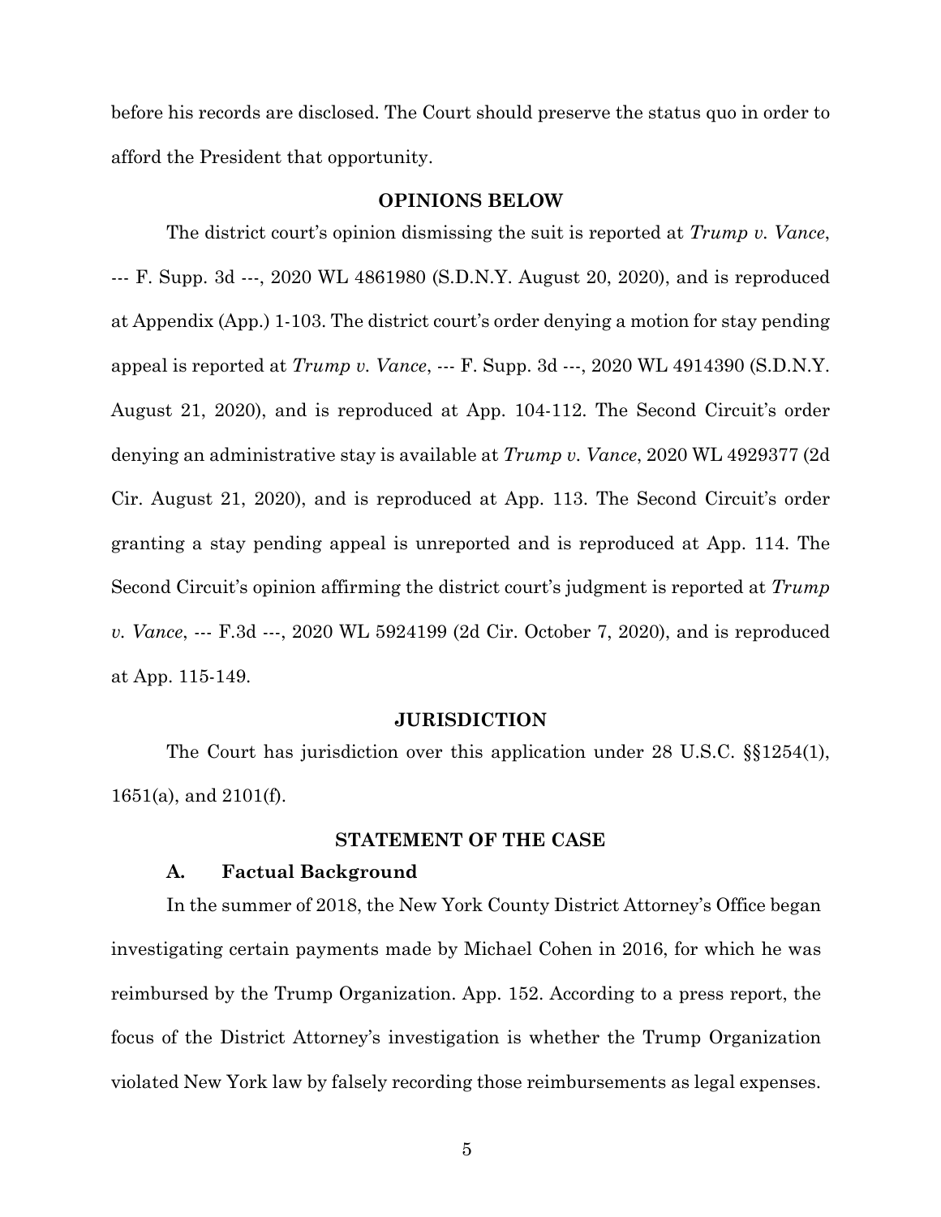before his records are disclosed. The Court should preserve the status quo in order to afford the President that opportunity.

## OPINIONS BELOW

The district court's opinion dismissing the suit is reported at *Trump v. Vance*, --- F. Supp. 3d ---, 2020 WL 4861980 (S.D.N.Y. August 20, 2020), and is reproduced at Appendix (App.) 1-103. The district court's order denying a motion for stay pending appeal is reported at *Trump v. Vance*, --- F. Supp. 3d ---, 2020 WL 4914390 (S.D.N.Y. August 21, 2020), and is reproduced at App. 104-112. The Second Circuit's order denying an administrative stay is available at *Trump v. Vance*, 2020 WL 4929377 (2d Cir. August 21, 2020), and is reproduced at App. 113. The Second Circuit's order granting a stay pending appeal is unreported and is reproduced at App. 114. The Second Circuit's opinion affirming the district court's judgment is reported at *Trump v. Vance*, --- F.3d ---, 2020 WL 5924199 (2d Cir. October 7, 2020), and is reproduced at App. 115-149.

## JURISDICTION

The Court has jurisdiction over this application under 28 U.S.C. §§1254(1), 1651(a), and 2101(f).

## STATEMENT OF THE CASE

### A. Factual Background

In the summer of 2018, the New York County District Attorney's Office began investigating certain payments made by Michael Cohen in 2016, for which he was reimbursed by the Trump Organization. App. 152. According to a press report, the focus of the District Attorney's investigation is whether the Trump Organization violated New York law by falsely recording those reimbursements as legal expenses.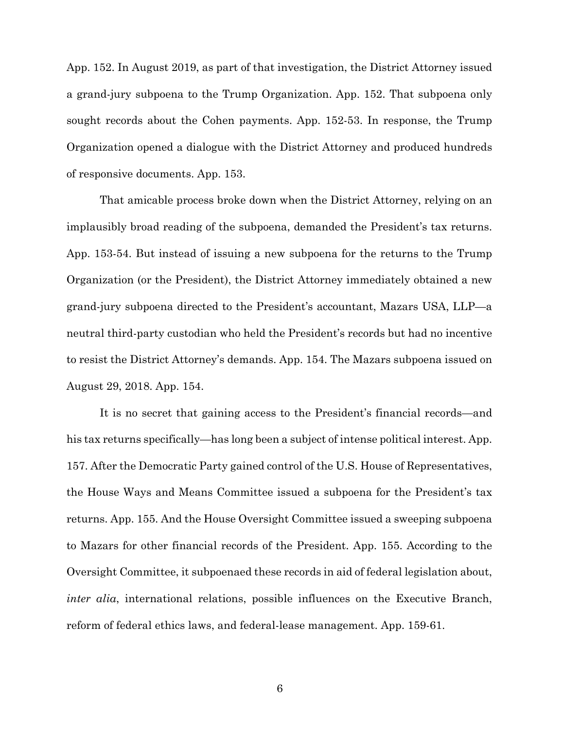App. 152. In August 2019, as part of that investigation, the District Attorney issued a grand-jury subpoena to the Trump Organization. App. 152. That subpoena only sought records about the Cohen payments. App. 152-53. In response, the Trump Organization opened a dialogue with the District Attorney and produced hundreds of responsive documents. App. 153.

That amicable process broke down when the District Attorney, relying on an implausibly broad reading of the subpoena, demanded the President's tax returns. App. 153-54. But instead of issuing a new subpoena for the returns to the Trump Organization (or the President), the District Attorney immediately obtained a new grand-jury subpoena directed to the President's accountant, Mazars USA, LLP—a neutral third-party custodian who held the President's records but had no incentive to resist the District Attorney's demands. App. 154. The Mazars subpoena issued on August 29, 2018. App. 154.

It is no secret that gaining access to the President's financial records—and his tax returns specifically—has long been a subject of intense political interest. App. 157. After the Democratic Party gained control of the U.S. House of Representatives, the House Ways and Means Committee issued a subpoena for the President's tax returns. App. 155. And the House Oversight Committee issued a sweeping subpoena to Mazars for other financial records of the President. App. 155. According to the Oversight Committee, it subpoenaed these records in aid of federal legislation about, *inter alia*, international relations, possible influences on the Executive Branch, reform of federal ethics laws, and federal-lease management. App. 159-61.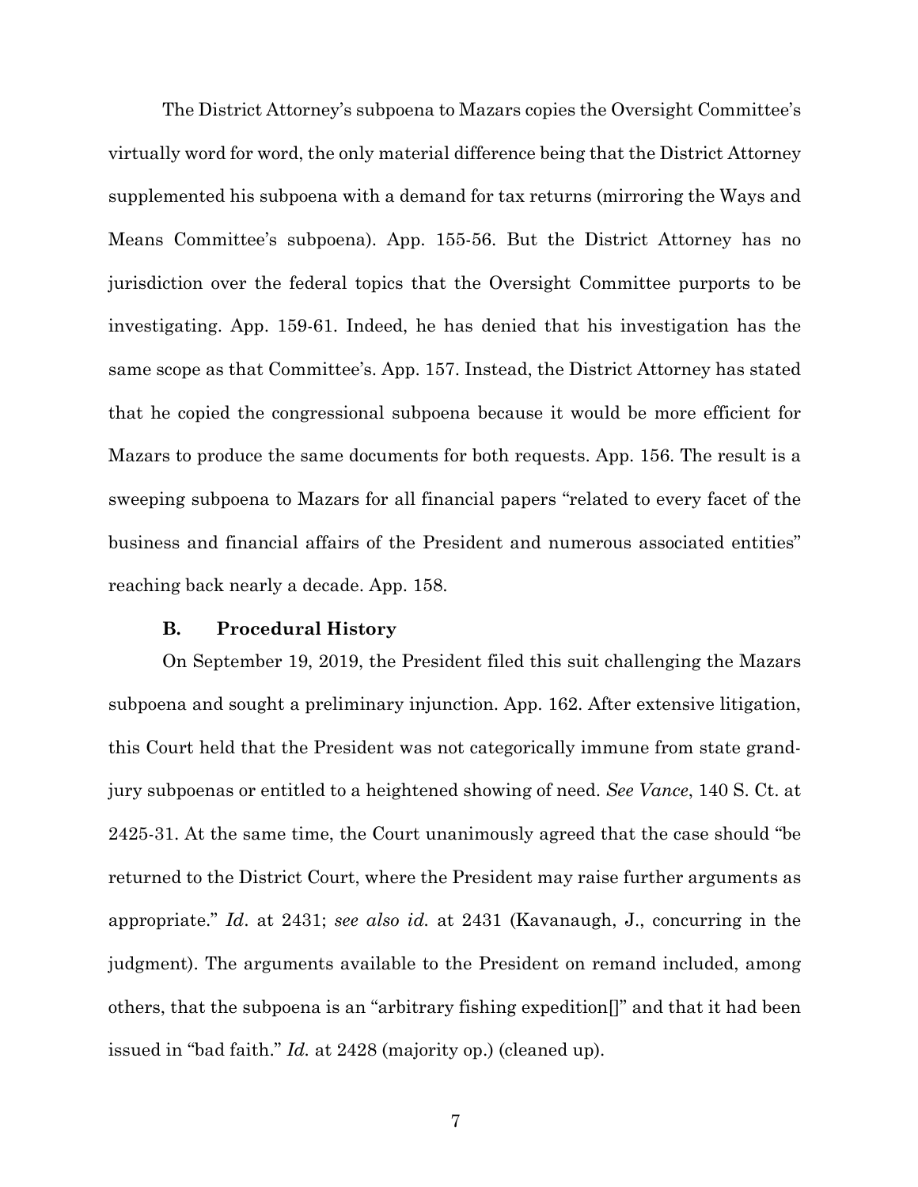The District Attorney's subpoena to Mazars copies the Oversight Committee's virtually word for word, the only material difference being that the District Attorney supplemented his subpoena with a demand for tax returns (mirroring the Ways and Means Committee's subpoena). App. 155-56. But the District Attorney has no jurisdiction over the federal topics that the Oversight Committee purports to be investigating. App. 159-61. Indeed, he has denied that his investigation has the same scope as that Committee's. App. 157. Instead, the District Attorney has stated that he copied the congressional subpoena because it would be more efficient for Mazars to produce the same documents for both requests. App. 156. The result is a sweeping subpoena to Mazars for all financial papers "related to every facet of the business and financial affairs of the President and numerous associated entities" reaching back nearly a decade. App. 158.

### B. Procedural History

On September 19, 2019, the President filed this suit challenging the Mazars subpoena and sought a preliminary injunction. App. 162. After extensive litigation, this Court held that the President was not categorically immune from state grand-jury subpoenas or entitled to a heightened showing of need. *See Vance*, 140 S. Ct. at 2425-31. At the same time, the Court unanimously agreed that the case should "be returned to the District Court, where the President may raise further arguments as appropriate." *Id*. at 2431; *see also id.* at 2431 (Kavanaugh, J., concurring in the judgment). The arguments available to the President on remand included, among others, that the subpoena is an "arbitrary fishing expedition[]" and that it had been issued in "bad faith." *Id.* at 2428 (majority op.) (cleaned up).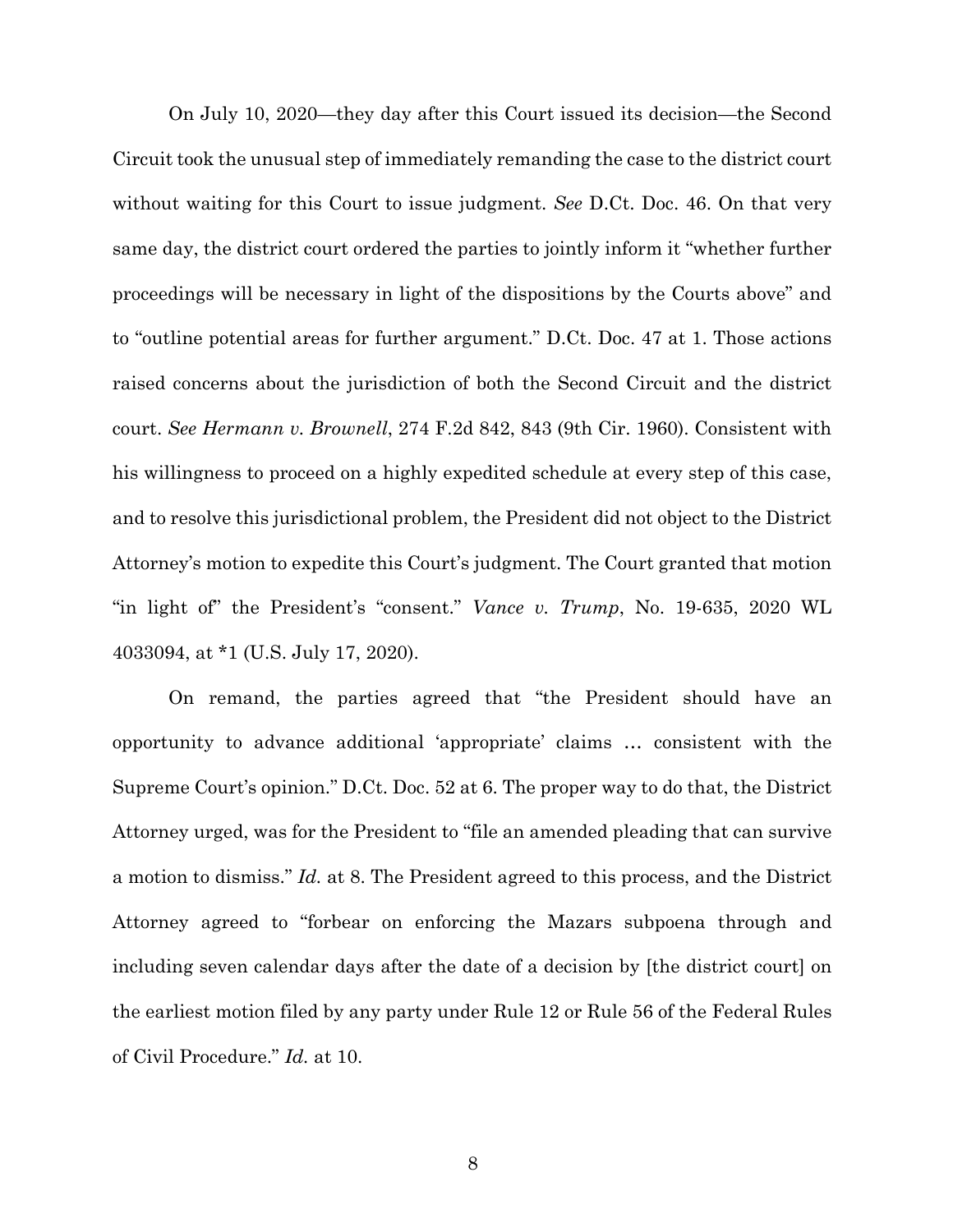On July 10, 2020—they day after this Court issued its decision—the Second Circuit took the unusual step of immediately remanding the case to the district court without waiting for this Court to issue judgment. *See* D.Ct. Doc. 46. On that very same day, the district court ordered the parties to jointly inform it "whether further proceedings will be necessary in light of the dispositions by the Courts above" and to "outline potential areas for further argument." D.Ct. Doc. 47 at 1. Those actions raised concerns about the jurisdiction of both the Second Circuit and the district court. *See Hermann v. Brownell*, 274 F.2d 842, 843 (9th Cir. 1960). Consistent with his willingness to proceed on a highly expedited schedule at every step of this case, and to resolve this jurisdictional problem, the President did not object to the District Attorney's motion to expedite this Court's judgment. The Court granted that motion "in light of" the President's "consent." *Vance v. Trump*, No. 19-635, 2020 WL 4033094, at *1 (U.S. July 17, 2020).

On remand, the parties agreed that "the President should have an opportunity to advance additional 'appropriate' claims … consistent with the Supreme Court's opinion." D.Ct. Doc. 52 at 6. The proper way to do that, the District Attorney urged, was for the President to "file an amended pleading that can survive a motion to dismiss." *Id.* at 8. The President agreed to this process, and the District Attorney agreed to "forbear on enforcing the Mazars subpoena through and including seven calendar days after the date of a decision by [the district court] on the earliest motion filed by any party under Rule 12 or Rule 56 of the Federal Rules of Civil Procedure." *Id.* at 10.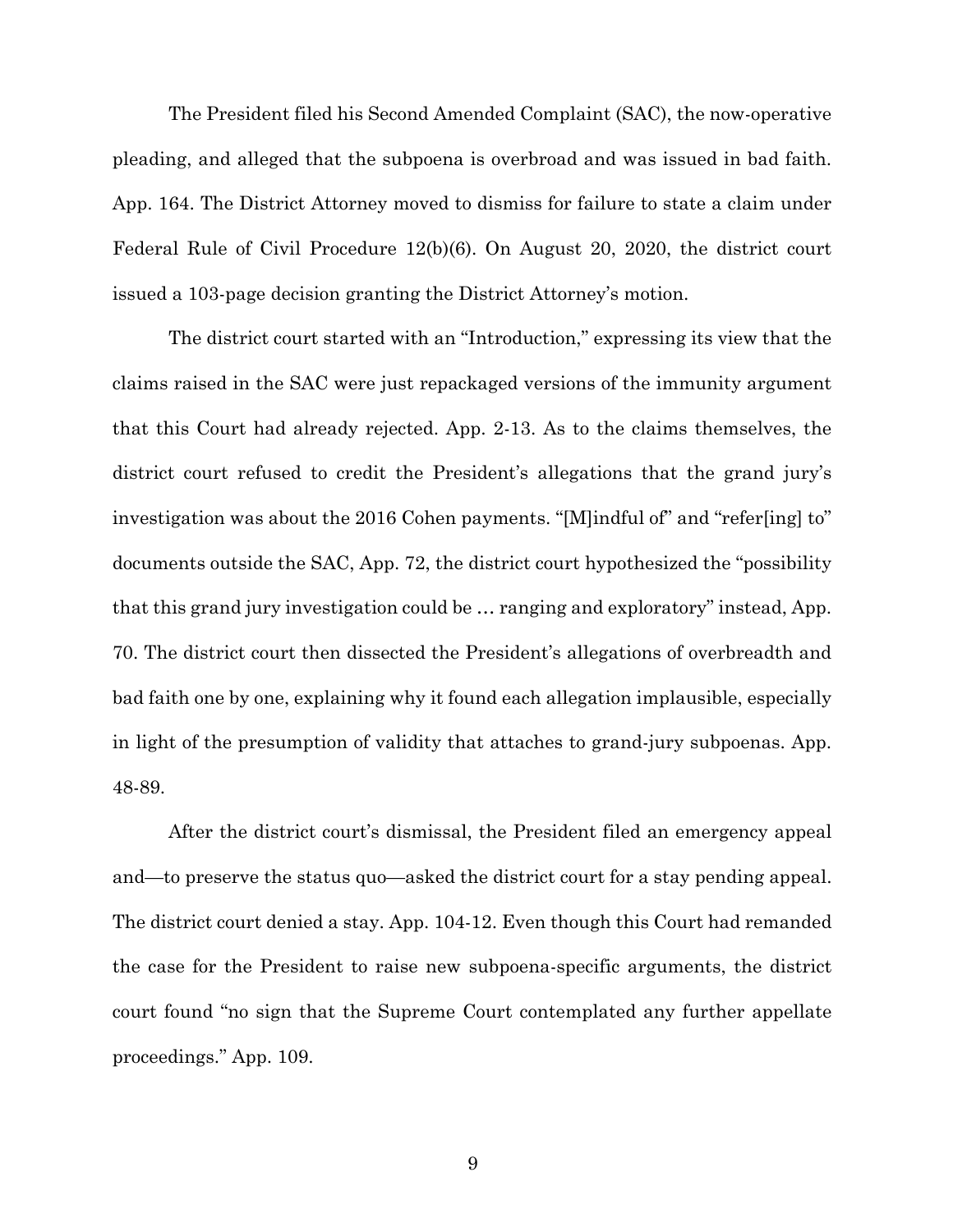The President filed his Second Amended Complaint (SAC), the now-operative pleading, and alleged that the subpoena is overbroad and was issued in bad faith. App. 164. The District Attorney moved to dismiss for failure to state a claim under Federal Rule of Civil Procedure 12(b)(6). On August 20, 2020, the district court issued a 103-page decision granting the District Attorney's motion.

The district court started with an "Introduction," expressing its view that the claims raised in the SAC were just repackaged versions of the immunity argument that this Court had already rejected. App. 2-13. As to the claims themselves, the district court refused to credit the President's allegations that the grand jury's investigation was about the 2016 Cohen payments. "[M]indful of" and "refer[ing] to" documents outside the SAC, App. 72, the district court hypothesized the "possibility that this grand jury investigation could be … ranging and exploratory" instead, App. 70. The district court then dissected the President's allegations of overbreadth and bad faith one by one, explaining why it found each allegation implausible, especially in light of the presumption of validity that attaches to grand-jury subpoenas. App. 48-89.

After the district court's dismissal, the President filed an emergency appeal and—to preserve the status quo—asked the district court for a stay pending appeal. The district court denied a stay. App. 104-12. Even though this Court had remanded the case for the President to raise new subpoena-specific arguments, the district court found "no sign that the Supreme Court contemplated any further appellate proceedings." App. 109.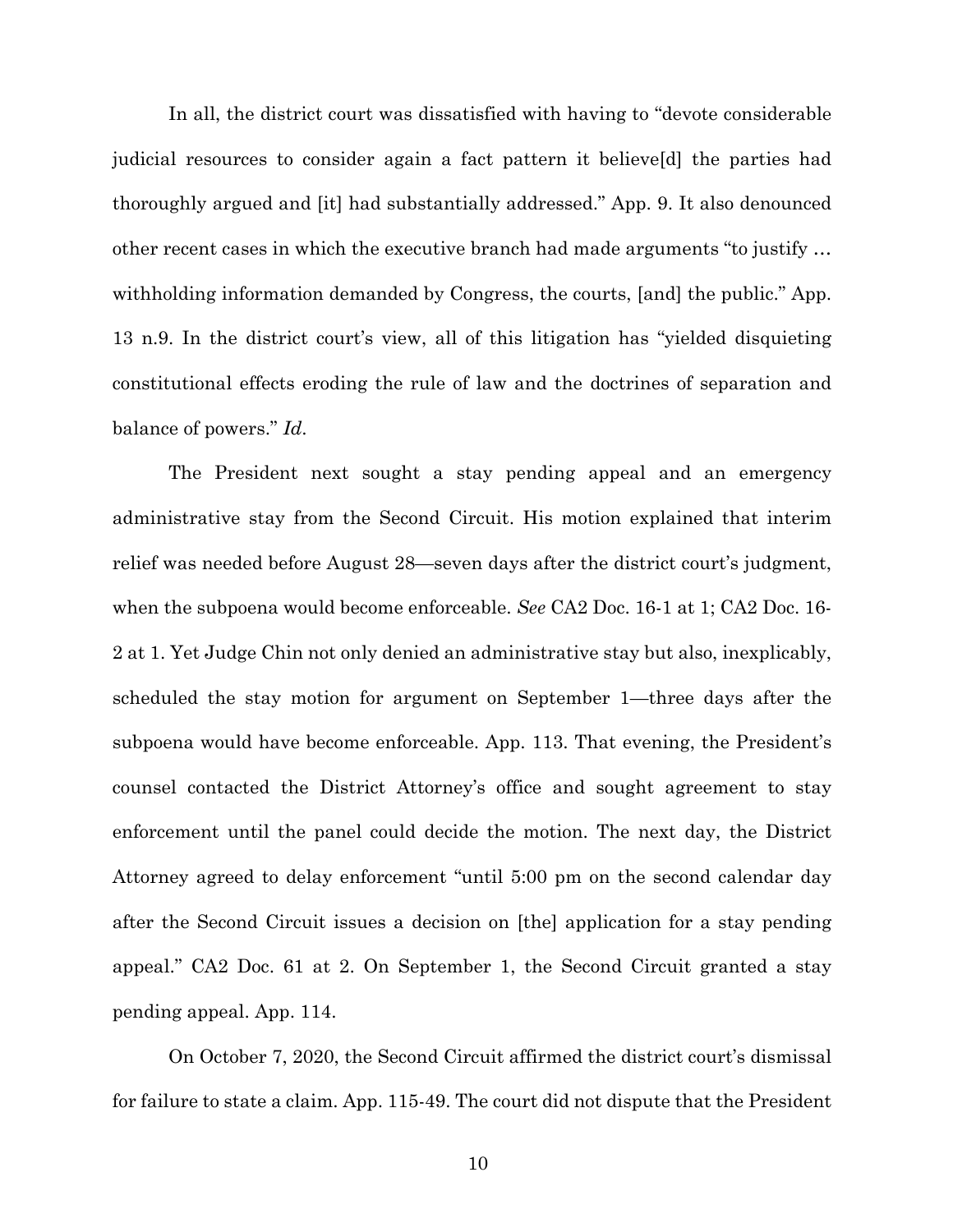In all, the district court was dissatisfied with having to "devote considerable judicial resources to consider again a fact pattern it believe[d] the parties had thoroughly argued and [it] had substantially addressed." App. 9. It also denounced other recent cases in which the executive branch had made arguments "to justify … withholding information demanded by Congress, the courts, [and] the public." App. 13 n.9. In the district court's view, all of this litigation has "yielded disquieting constitutional effects eroding the rule of law and the doctrines of separation and balance of powers." *Id*.

The President next sought a stay pending appeal and an emergency administrative stay from the Second Circuit. His motion explained that interim relief was needed before August 28—seven days after the district court's judgment, when the subpoena would become enforceable. *See* CA2 Doc. 16-1 at 1; CA2 Doc. 16-2 at 1. Yet Judge Chin not only denied an administrative stay but also, inexplicably, scheduled the stay motion for argument on September 1—three days after the subpoena would have become enforceable. App. 113. That evening, the President's counsel contacted the District Attorney's office and sought agreement to stay enforcement until the panel could decide the motion. The next day, the District Attorney agreed to delay enforcement "until 5:00 pm on the second calendar day after the Second Circuit issues a decision on [the] application for a stay pending appeal." CA2 Doc. 61 at 2. On September 1, the Second Circuit granted a stay pending appeal. App. 114.

On October 7, 2020, the Second Circuit affirmed the district court's dismissal for failure to state a claim. App. 115-49. The court did not dispute that the President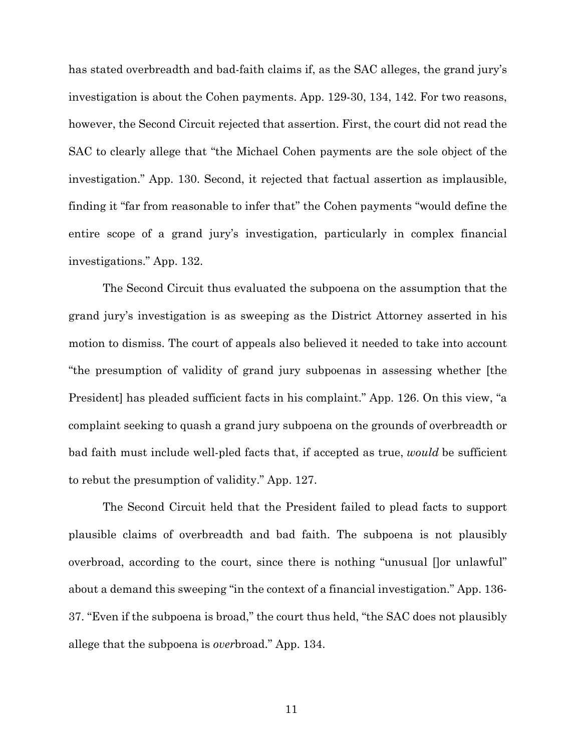has stated overbreadth and bad-faith claims if, as the SAC alleges, the grand jury's investigation is about the Cohen payments. App. 129-30, 134, 142. For two reasons, however, the Second Circuit rejected that assertion. First, the court did not read the SAC to clearly allege that "the Michael Cohen payments are the sole object of the investigation." App. 130. Second, it rejected that factual assertion as implausible, finding it "far from reasonable to infer that" the Cohen payments "would define the entire scope of a grand jury's investigation, particularly in complex financial investigations." App. 132.

The Second Circuit thus evaluated the subpoena on the assumption that the grand jury's investigation is as sweeping as the District Attorney asserted in his motion to dismiss. The court of appeals also believed it needed to take into account "the presumption of validity of grand jury subpoenas in assessing whether [the President] has pleaded sufficient facts in his complaint." App. 126. On this view, "a complaint seeking to quash a grand jury subpoena on the grounds of overbreadth or bad faith must include well-pled facts that, if accepted as true, *would* be sufficient to rebut the presumption of validity." App. 127.

The Second Circuit held that the President failed to plead facts to support plausible claims of overbreadth and bad faith. The subpoena is not plausibly overbroad, according to the court, since there is nothing "unusual []or unlawful" about a demand this sweeping "in the context of a financial investigation." App. 136-37. "Even if the subpoena is broad," the court thus held, "the SAC does not plausibly allege that the subpoena is *over*broad." App. 134.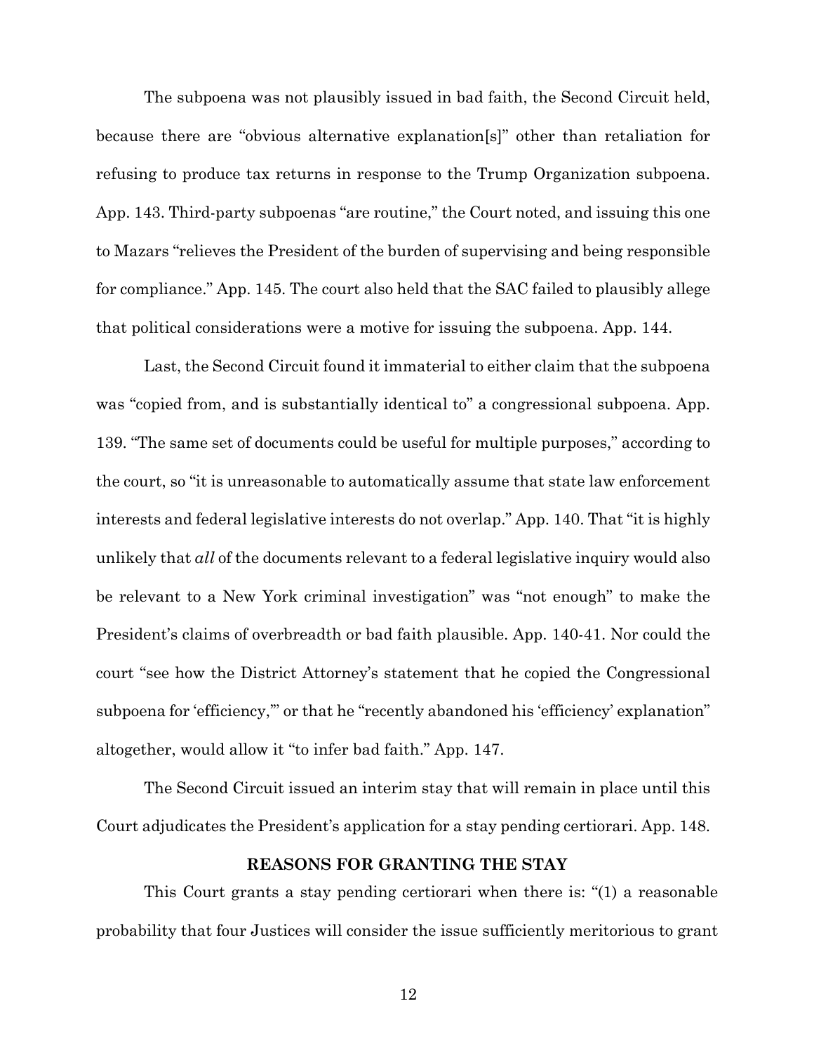The subpoena was not plausibly issued in bad faith, the Second Circuit held, because there are "obvious alternative explanation[s]" other than retaliation for refusing to produce tax returns in response to the Trump Organization subpoena. App. 143. Third-party subpoenas "are routine," the Court noted, and issuing this one to Mazars "relieves the President of the burden of supervising and being responsible for compliance." App. 145. The court also held that the SAC failed to plausibly allege that political considerations were a motive for issuing the subpoena. App. 144.

Last, the Second Circuit found it immaterial to either claim that the subpoena was "copied from, and is substantially identical to" a congressional subpoena. App. 139. "The same set of documents could be useful for multiple purposes," according to the court, so "it is unreasonable to automatically assume that state law enforcement interests and federal legislative interests do not overlap." App. 140. That "it is highly unlikely that *all* of the documents relevant to a federal legislative inquiry would also be relevant to a New York criminal investigation" was "not enough" to make the President's claims of overbreadth or bad faith plausible. App. 140-41. Nor could the court "see how the District Attorney's statement that he copied the Congressional subpoena for 'efficiency,'" or that he "recently abandoned his 'efficiency' explanation" altogether, would allow it "to infer bad faith." App. 147.

The Second Circuit issued an interim stay that will remain in place until this Court adjudicates the President's application for a stay pending certiorari. App. 148.

## REASONS FOR GRANTING THE STAY

This Court grants a stay pending certiorari when there is: "(1) a reasonable probability that four Justices will consider the issue sufficiently meritorious to grant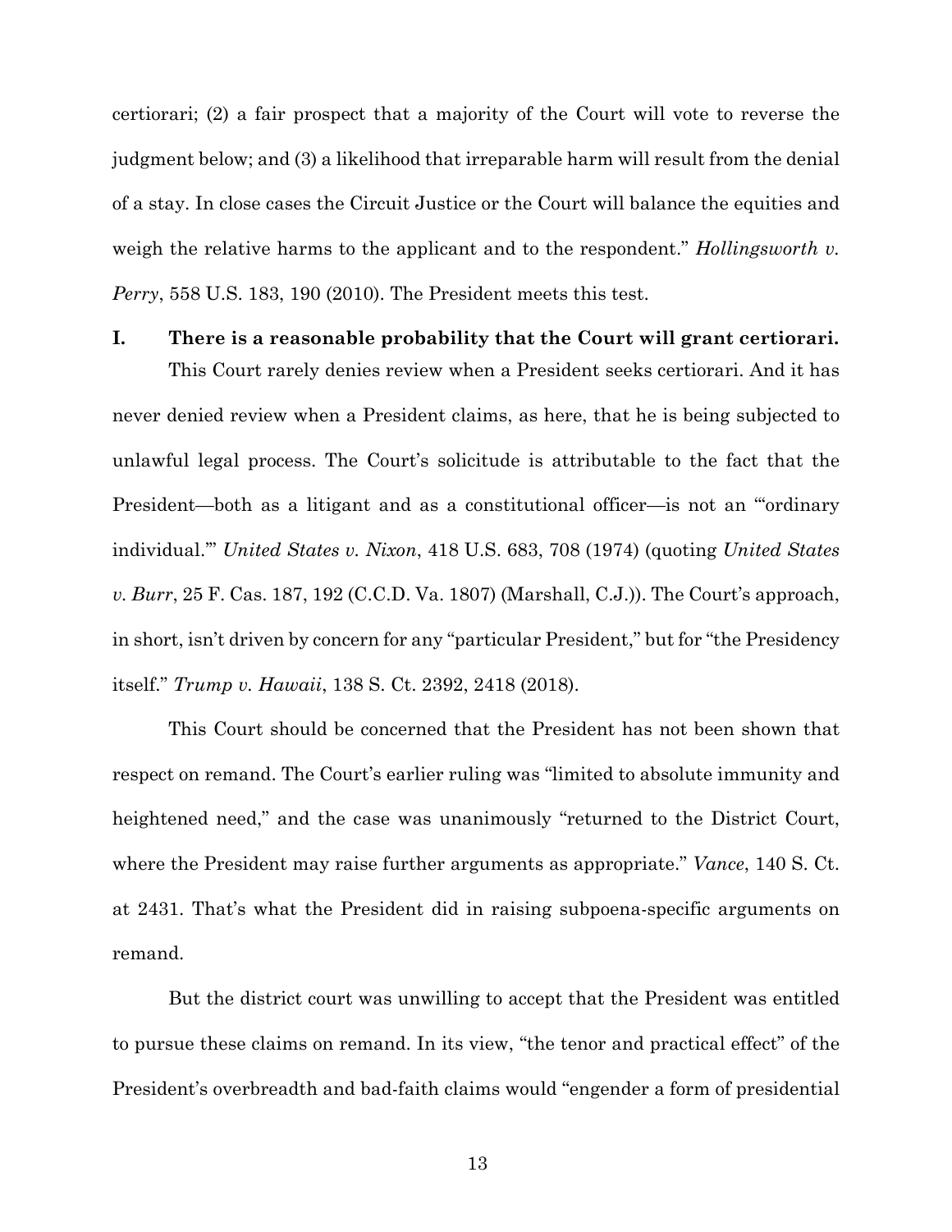certiorari; (2) a fair prospect that a majority of the Court will vote to reverse the judgment below; and (3) a likelihood that irreparable harm will result from the denial of a stay. In close cases the Circuit Justice or the Court will balance the equities and weigh the relative harms to the applicant and to the respondent." *Hollingsworth v. Perry*, 558 U.S. 183, 190 (2010). The President meets this test.

## I. There is a reasonable probability that the Court will grant certiorari.

This Court rarely denies review when a President seeks certiorari. And it has never denied review when a President claims, as here, that he is being subjected to unlawful legal process. The Court's solicitude is attributable to the fact that the President—both as a litigant and as a constitutional officer—is not an "'ordinary individual.'" *United States v. Nixon*, 418 U.S. 683, 708 (1974) (quoting *United States v. Burr*, 25 F. Cas. 187, 192 (C.C.D. Va. 1807) (Marshall, C.J.)). The Court's approach, in short, isn't driven by concern for any "particular President," but for "the Presidency itself." *Trump v. Hawaii*, 138 S. Ct. 2392, 2418 (2018).

This Court should be concerned that the President has not been shown that respect on remand. The Court's earlier ruling was "limited to absolute immunity and heightened need," and the case was unanimously "returned to the District Court, where the President may raise further arguments as appropriate." *Vance*, 140 S. Ct. at 2431. That's what the President did in raising subpoena-specific arguments on remand.

But the district court was unwilling to accept that the President was entitled to pursue these claims on remand. In its view, "the tenor and practical effect" of the President's overbreadth and bad-faith claims would "engender a form of presidential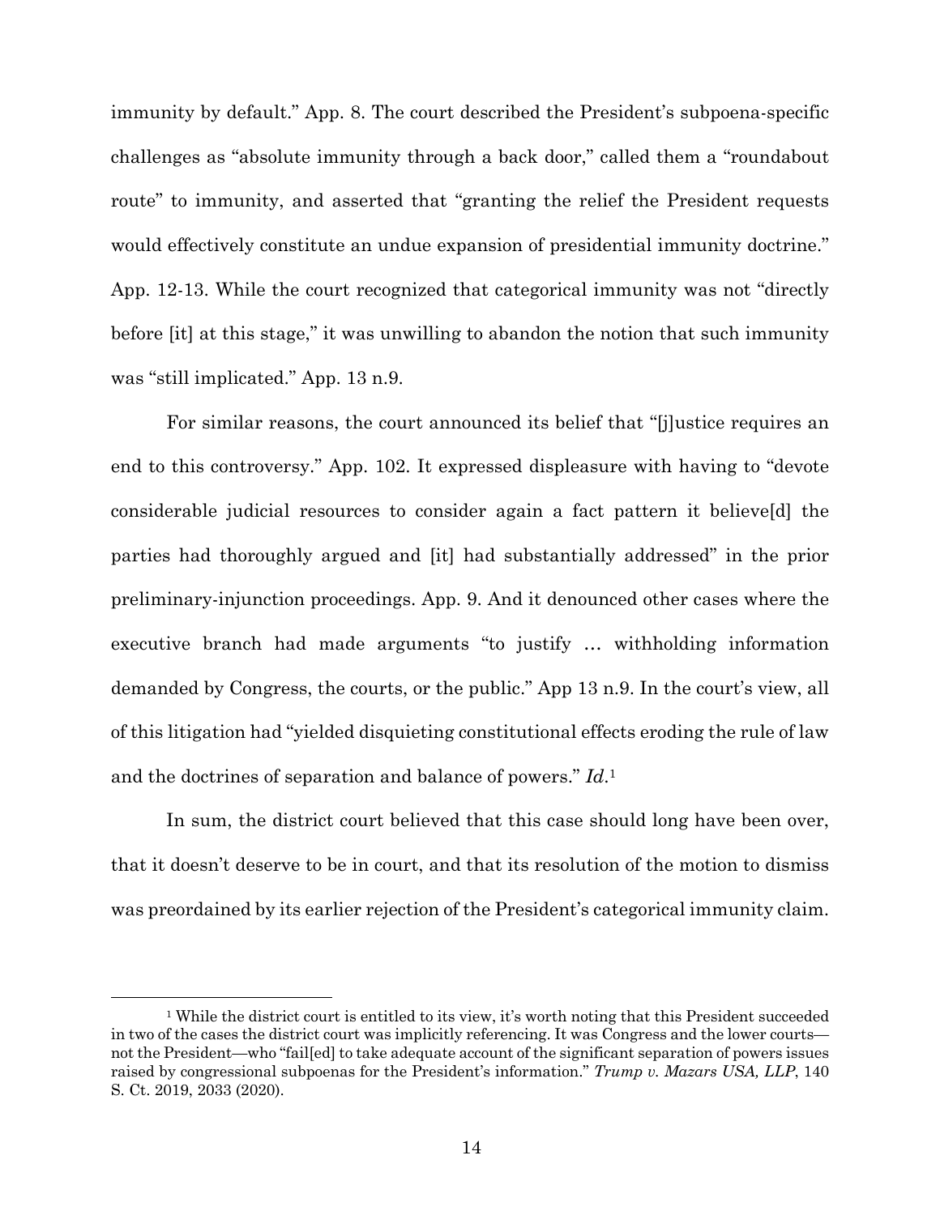immunity by default." App. 8. The court described the President's subpoena-specific challenges as "absolute immunity through a back door," called them a "roundabout route" to immunity, and asserted that "granting the relief the President requests would effectively constitute an undue expansion of presidential immunity doctrine." App. 12-13. While the court recognized that categorical immunity was not "directly before [it] at this stage," it was unwilling to abandon the notion that such immunity was "still implicated." App. 13 n.9.

For similar reasons, the court announced its belief that "[j]ustice requires an end to this controversy." App. 102. It expressed displeasure with having to "devote considerable judicial resources to consider again a fact pattern it believe[d] the parties had thoroughly argued and [it] had substantially addressed" in the prior preliminary-injunction proceedings. App. 9. And it denounced other cases where the executive branch had made arguments "to justify … withholding information demanded by Congress, the courts, or the public." App 13 n.9. In the court's view, all of this litigation had "yielded disquieting constitutional effects eroding the rule of law and the doctrines of separation and balance of powers." *Id.*[1]

In sum, the district court believed that this case should long have been over, that it doesn't deserve to be in court, and that its resolution of the motion to dismiss was preordained by its earlier rejection of the President's categorical immunity claim.

---

[1] While the district court is entitled to its view, it's worth noting that this President succeeded in two of the cases the district court was implicitly referencing. It was Congress and the lower courts—not the President—who "fail[ed] to take adequate account of the significant separation of powers issues raised by congressional subpoenas for the President's information." *Trump v. Mazars USA, LLP*, 140 S. Ct. 2019, 2033 (2020).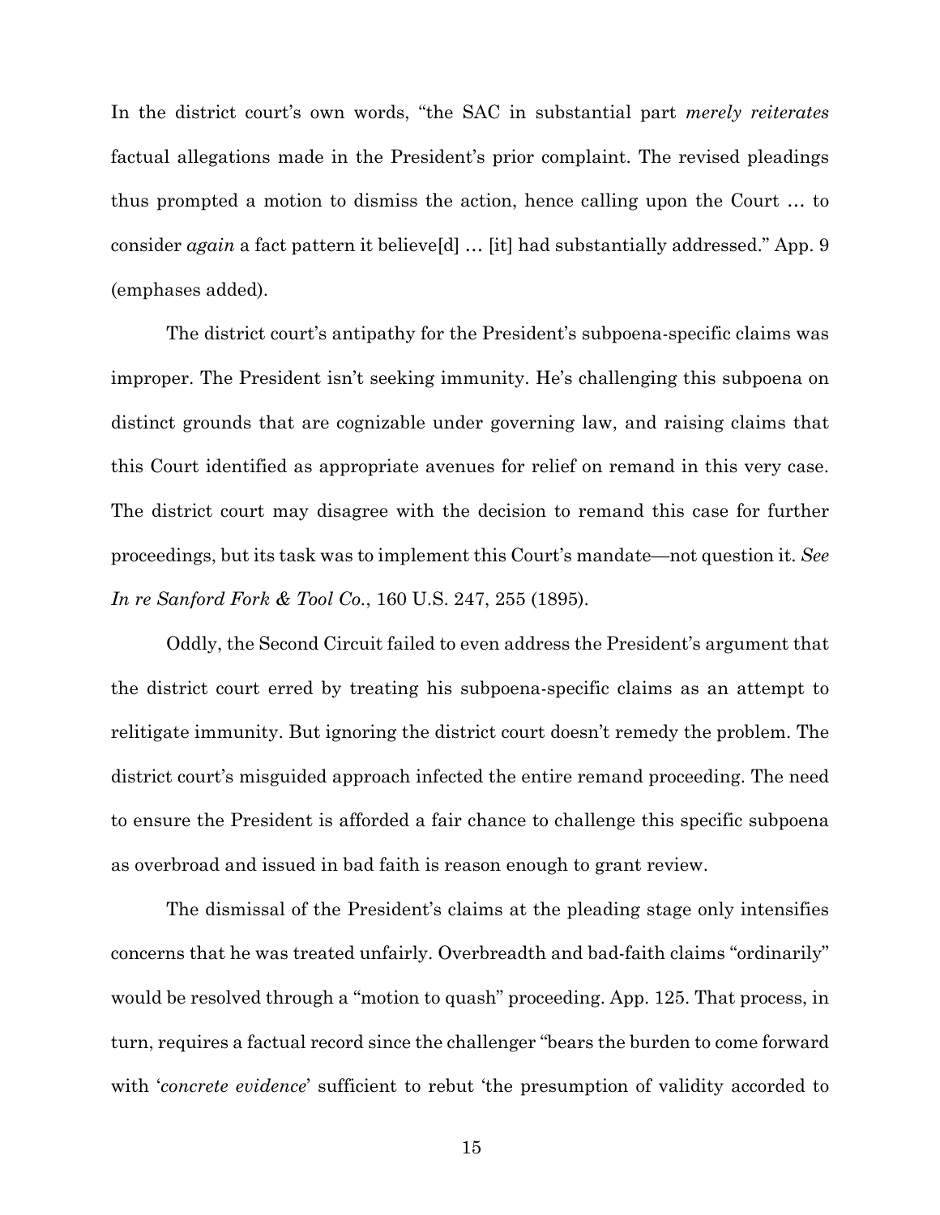In the district court's own words, "the SAC in substantial part *merely reiterates* factual allegations made in the President's prior complaint. The revised pleadings thus prompted a motion to dismiss the action, hence calling upon the Court … to consider *again* a fact pattern it believe[d] … [it] had substantially addressed." App. 9 (emphases added).

The district court's antipathy for the President's subpoena-specific claims was improper. The President isn't seeking immunity. He's challenging this subpoena on distinct grounds that are cognizable under governing law, and raising claims that this Court identified as appropriate avenues for relief on remand in this very case. The district court may disagree with the decision to remand this case for further proceedings, but its task was to implement this Court's mandate—not question it. *See In re Sanford Fork & Tool Co.*, 160 U.S. 247, 255 (1895).

Oddly, the Second Circuit failed to even address the President's argument that the district court erred by treating his subpoena-specific claims as an attempt to relitigate immunity. But ignoring the district court doesn't remedy the problem. The district court's misguided approach infected the entire remand proceeding. The need to ensure the President is afforded a fair chance to challenge this specific subpoena as overbroad and issued in bad faith is reason enough to grant review.

The dismissal of the President's claims at the pleading stage only intensifies concerns that he was treated unfairly. Overbreadth and bad-faith claims "ordinarily" would be resolved through a "motion to quash" proceeding. App. 125. That process, in turn, requires a factual record since the challenger "bears the burden to come forward with '*concrete evidence*' sufficient to rebut 'the presumption of validity accorded to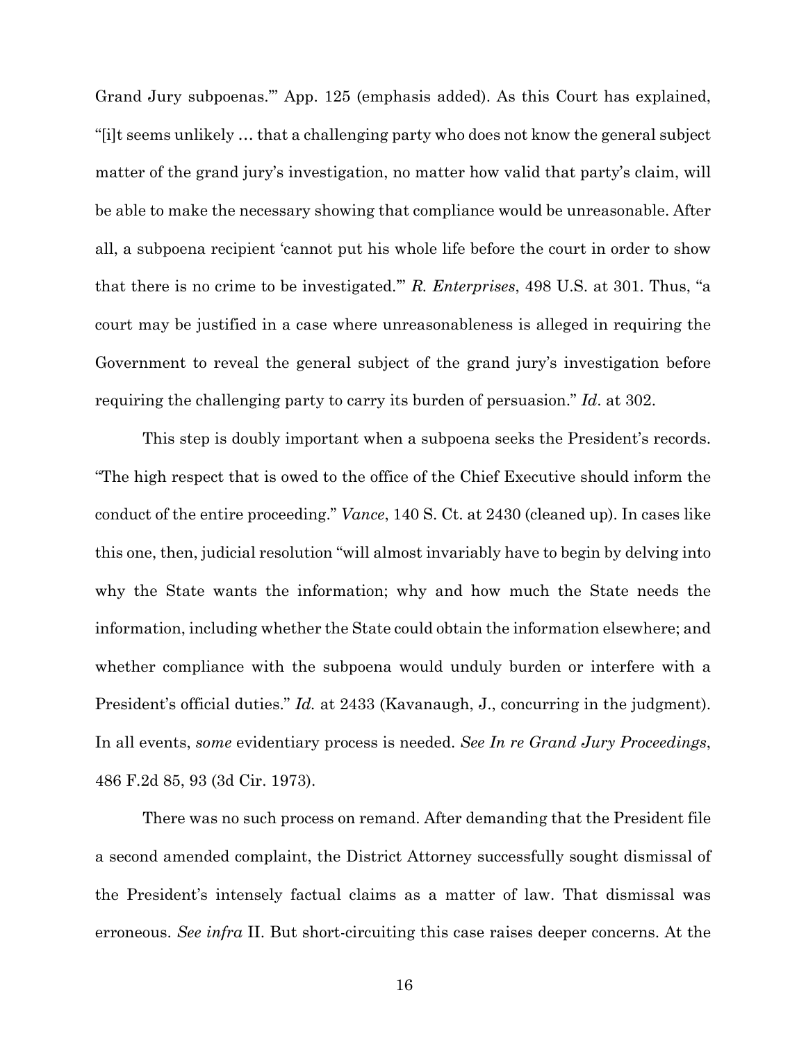Grand Jury subpoenas.'" App. 125 (emphasis added). As this Court has explained, "[i]t seems unlikely … that a challenging party who does not know the general subject matter of the grand jury's investigation, no matter how valid that party's claim, will be able to make the necessary showing that compliance would be unreasonable. After all, a subpoena recipient 'cannot put his whole life before the court in order to show that there is no crime to be investigated.'" *R. Enterprises*, 498 U.S. at 301. Thus, "a court may be justified in a case where unreasonableness is alleged in requiring the Government to reveal the general subject of the grand jury's investigation before requiring the challenging party to carry its burden of persuasion." *Id*. at 302.

This step is doubly important when a subpoena seeks the President's records. "The high respect that is owed to the office of the Chief Executive should inform the conduct of the entire proceeding." *Vance*, 140 S. Ct. at 2430 (cleaned up). In cases like this one, then, judicial resolution "will almost invariably have to begin by delving into why the State wants the information; why and how much the State needs the information, including whether the State could obtain the information elsewhere; and whether compliance with the subpoena would unduly burden or interfere with a President's official duties." *Id.* at 2433 (Kavanaugh, J., concurring in the judgment). In all events, *some* evidentiary process is needed. *See In re Grand Jury Proceedings*, 486 F.2d 85, 93 (3d Cir. 1973).

There was no such process on remand. After demanding that the President file a second amended complaint, the District Attorney successfully sought dismissal of the President's intensely factual claims as a matter of law. That dismissal was erroneous. *See infra* II. But short-circuiting this case raises deeper concerns. At the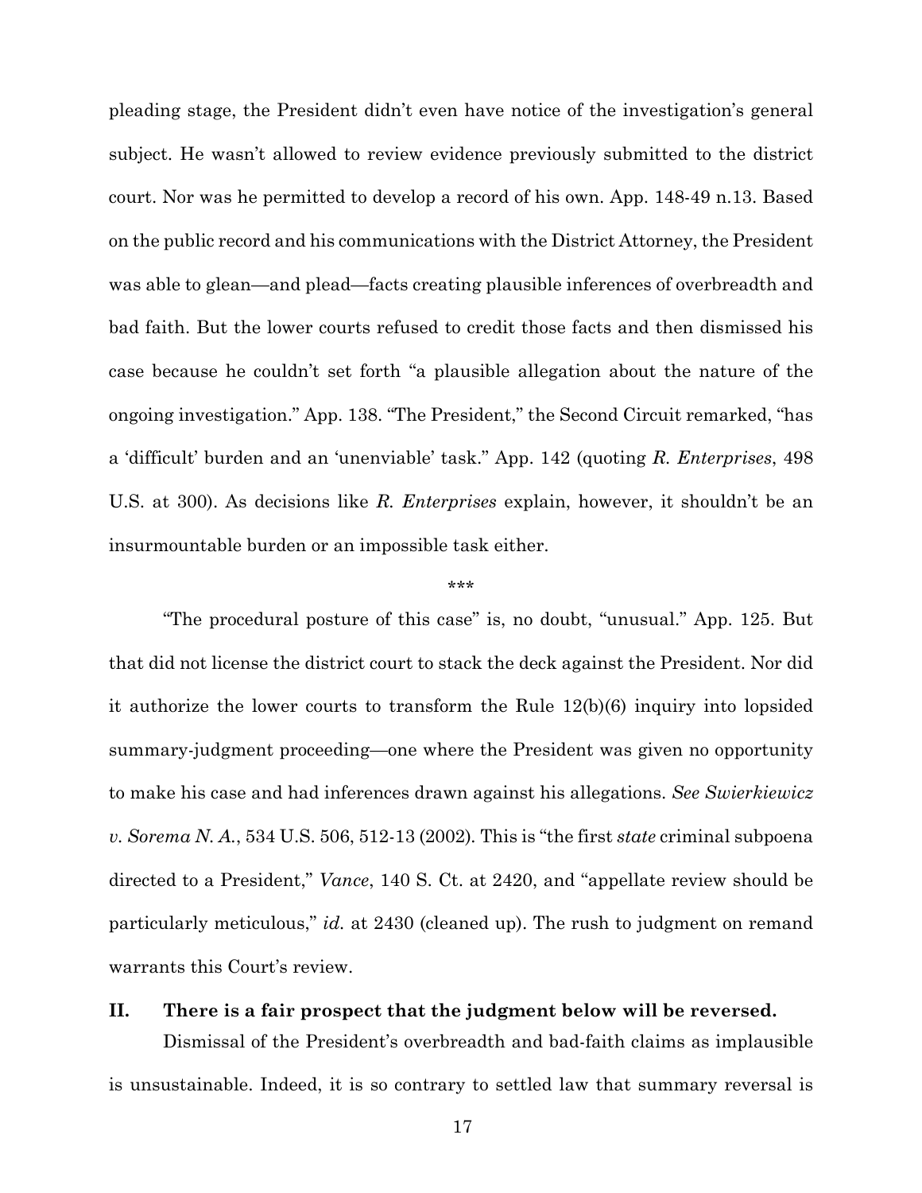pleading stage, the President didn't even have notice of the investigation's general subject. He wasn't allowed to review evidence previously submitted to the district court. Nor was he permitted to develop a record of his own. App. 148-49 n.13. Based on the public record and his communications with the District Attorney, the President was able to glean—and plead—facts creating plausible inferences of overbreadth and bad faith. But the lower courts refused to credit those facts and then dismissed his case because he couldn't set forth "a plausible allegation about the nature of the ongoing investigation." App. 138. "The President," the Second Circuit remarked, "has a 'difficult' burden and an 'unenviable' task." App. 142 (quoting *R. Enterprises*, 498 U.S. at 300). As decisions like *R. Enterprises* explain, however, it shouldn't be an insurmountable burden or an impossible task either.

\*\*\*

"The procedural posture of this case" is, no doubt, "unusual." App. 125. But that did not license the district court to stack the deck against the President. Nor did it authorize the lower courts to transform the Rule 12(b)(6) inquiry into lopsided summary-judgment proceeding—one where the President was given no opportunity to make his case and had inferences drawn against his allegations. *See Swierkiewicz v. Sorema N. A.*, 534 U.S. 506, 512-13 (2002). This is "the first *state* criminal subpoena directed to a President," *Vance*, 140 S. Ct. at 2420, and "appellate review should be particularly meticulous," *id.* at 2430 (cleaned up). The rush to judgment on remand warrants this Court's review.

## II. There is a fair prospect that the judgment below will be reversed.

Dismissal of the President's overbreadth and bad-faith claims as implausible is unsustainable. Indeed, it is so contrary to settled law that summary reversal is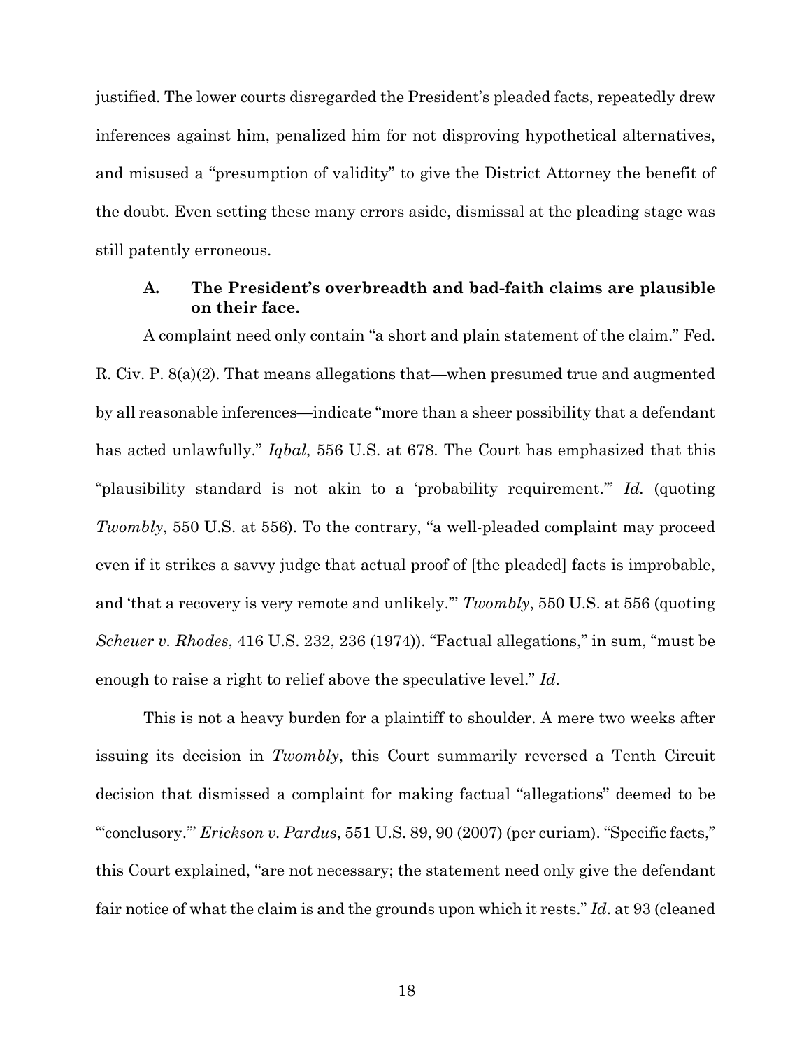justified. The lower courts disregarded the President's pleaded facts, repeatedly drew inferences against him, penalized him for not disproving hypothetical alternatives, and misused a "presumption of validity" to give the District Attorney the benefit of the doubt. Even setting these many errors aside, dismissal at the pleading stage was still patently erroneous.

### A. The President's overbreadth and bad-faith claims are plausible on their face.

A complaint need only contain "a short and plain statement of the claim." Fed. R. Civ. P. 8(a)(2). That means allegations that—when presumed true and augmented by all reasonable inferences—indicate "more than a sheer possibility that a defendant has acted unlawfully." *Iqbal*, 556 U.S. at 678. The Court has emphasized that this "plausibility standard is not akin to a 'probability requirement.'" *Id.* (quoting *Twombly*, 550 U.S. at 556). To the contrary, "a well-pleaded complaint may proceed even if it strikes a savvy judge that actual proof of [the pleaded] facts is improbable, and 'that a recovery is very remote and unlikely.'" *Twombly*, 550 U.S. at 556 (quoting *Scheuer v. Rhodes*, 416 U.S. 232, 236 (1974)). "Factual allegations," in sum, "must be enough to raise a right to relief above the speculative level." *Id*.

This is not a heavy burden for a plaintiff to shoulder. A mere two weeks after issuing its decision in *Twombly*, this Court summarily reversed a Tenth Circuit decision that dismissed a complaint for making factual "allegations" deemed to be "'conclusory.'" *Erickson v. Pardus*, 551 U.S. 89, 90 (2007) (per curiam). "Specific facts," this Court explained, "are not necessary; the statement need only give the defendant fair notice of what the claim is and the grounds upon which it rests." *Id*. at 93 (cleaned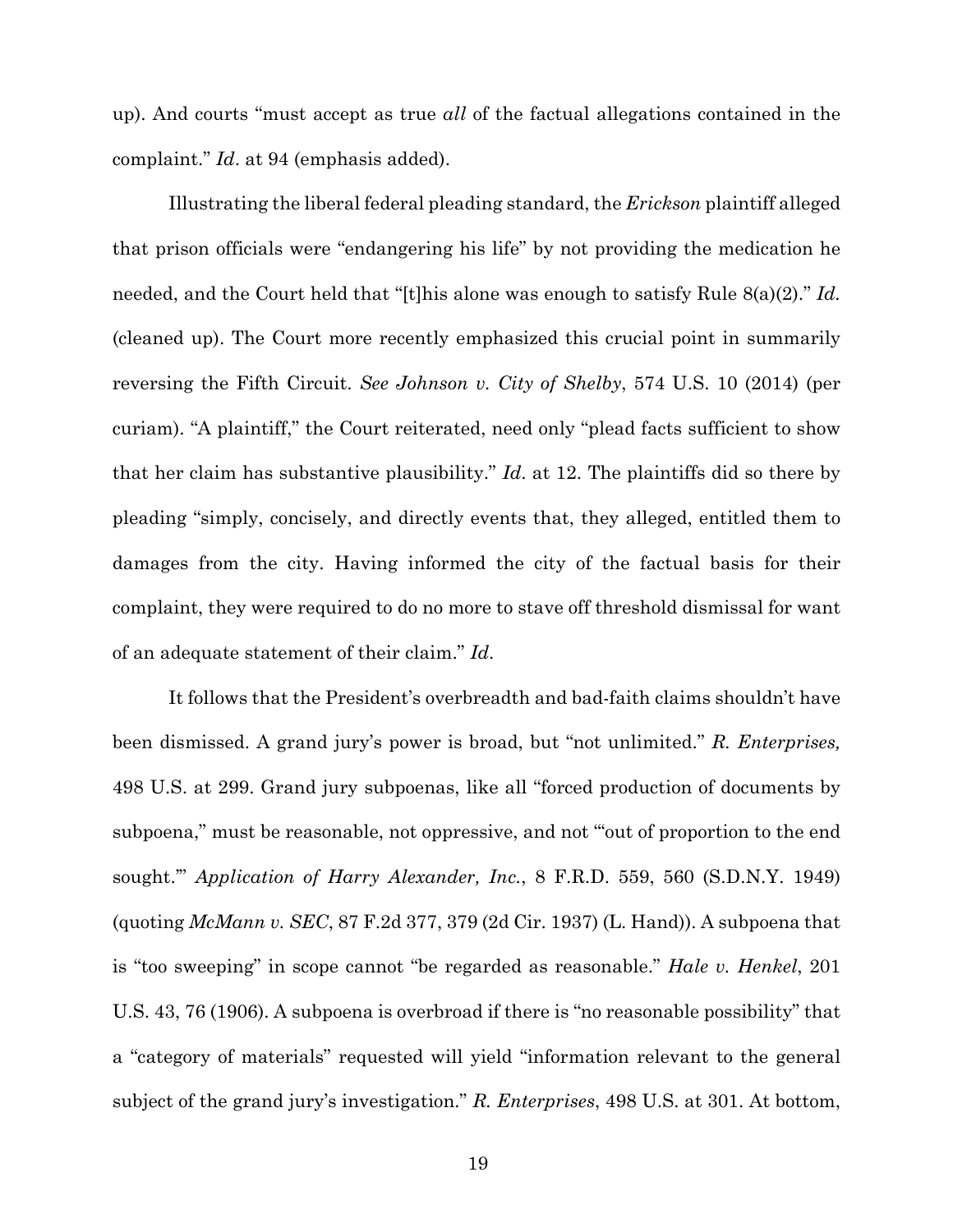up). And courts "must accept as true *all* of the factual allegations contained in the complaint." *Id*. at 94 (emphasis added).

Illustrating the liberal federal pleading standard, the *Erickson* plaintiff alleged that prison officials were "endangering his life" by not providing the medication he needed, and the Court held that "[t]his alone was enough to satisfy Rule 8(a)(2)." *Id.* (cleaned up). The Court more recently emphasized this crucial point in summarily reversing the Fifth Circuit. *See Johnson v. City of Shelby*, 574 U.S. 10 (2014) (per curiam). "A plaintiff," the Court reiterated, need only "plead facts sufficient to show that her claim has substantive plausibility." *Id*. at 12. The plaintiffs did so there by pleading "simply, concisely, and directly events that, they alleged, entitled them to damages from the city. Having informed the city of the factual basis for their complaint, they were required to do no more to stave off threshold dismissal for want of an adequate statement of their claim." *Id.*

It follows that the President's overbreadth and bad-faith claims shouldn't have been dismissed. A grand jury's power is broad, but "not unlimited." *R. Enterprises,* 498 U.S. at 299. Grand jury subpoenas, like all "forced production of documents by subpoena," must be reasonable, not oppressive, and not "'out of proportion to the end sought.'" *Application of Harry Alexander, Inc.*, 8 F.R.D. 559, 560 (S.D.N.Y. 1949) (quoting *McMann v. SEC*, 87 F.2d 377, 379 (2d Cir. 1937) (L. Hand)). A subpoena that is "too sweeping" in scope cannot "be regarded as reasonable." *Hale v. Henkel*, 201 U.S. 43, 76 (1906). A subpoena is overbroad if there is "no reasonable possibility" that a "category of materials" requested will yield "information relevant to the general subject of the grand jury's investigation." *R. Enterprises*, 498 U.S. at 301. At bottom,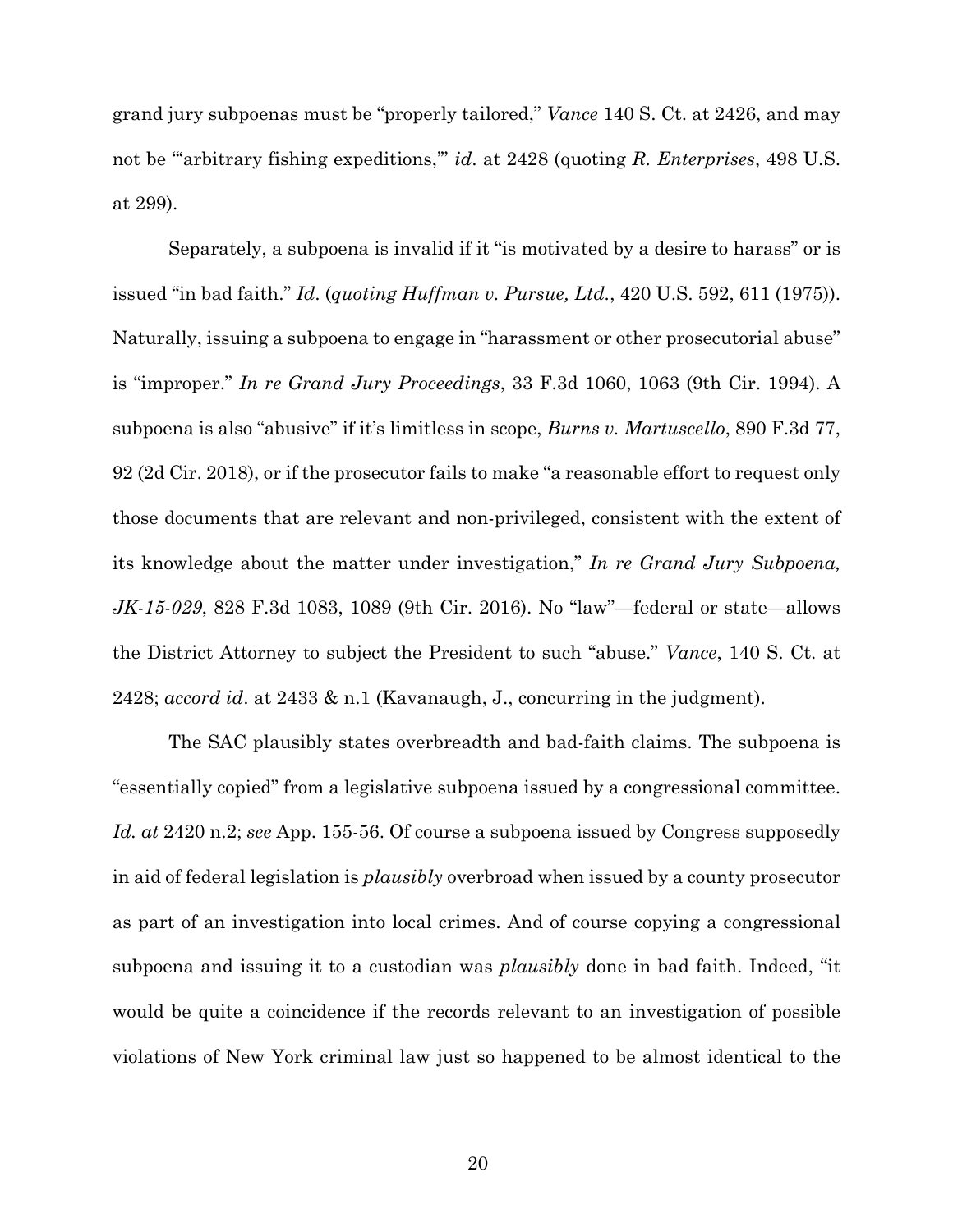grand jury subpoenas must be "properly tailored," *Vance* 140 S. Ct. at 2426, and may not be "'arbitrary fishing expeditions,'" *id*. at 2428 (quoting *R. Enterprises*, 498 U.S. at 299).

Separately, a subpoena is invalid if it "is motivated by a desire to harass" or is issued "in bad faith." *Id*. (*quoting Huffman v. Pursue, Ltd.*, 420 U.S. 592, 611 (1975)). Naturally, issuing a subpoena to engage in "harassment or other prosecutorial abuse" is "improper." *In re Grand Jury Proceedings*, 33 F.3d 1060, 1063 (9th Cir. 1994). A subpoena is also "abusive" if it's limitless in scope, *Burns v. Martuscello*, 890 F.3d 77, 92 (2d Cir. 2018), or if the prosecutor fails to make "a reasonable effort to request only those documents that are relevant and non-privileged, consistent with the extent of its knowledge about the matter under investigation," *In re Grand Jury Subpoena, JK-15-029*, 828 F.3d 1083, 1089 (9th Cir. 2016). No "law"—federal or state—allows the District Attorney to subject the President to such "abuse." *Vance*, 140 S. Ct. at 2428; *accord id*. at 2433 & n.1 (Kavanaugh, J., concurring in the judgment).

The SAC plausibly states overbreadth and bad-faith claims. The subpoena is "essentially copied" from a legislative subpoena issued by a congressional committee. *Id. at* 2420 n.2; *see* App. 155-56. Of course a subpoena issued by Congress supposedly in aid of federal legislation is *plausibly* overbroad when issued by a county prosecutor as part of an investigation into local crimes. And of course copying a congressional subpoena and issuing it to a custodian was *plausibly* done in bad faith. Indeed, "it would be quite a coincidence if the records relevant to an investigation of possible violations of New York criminal law just so happened to be almost identical to the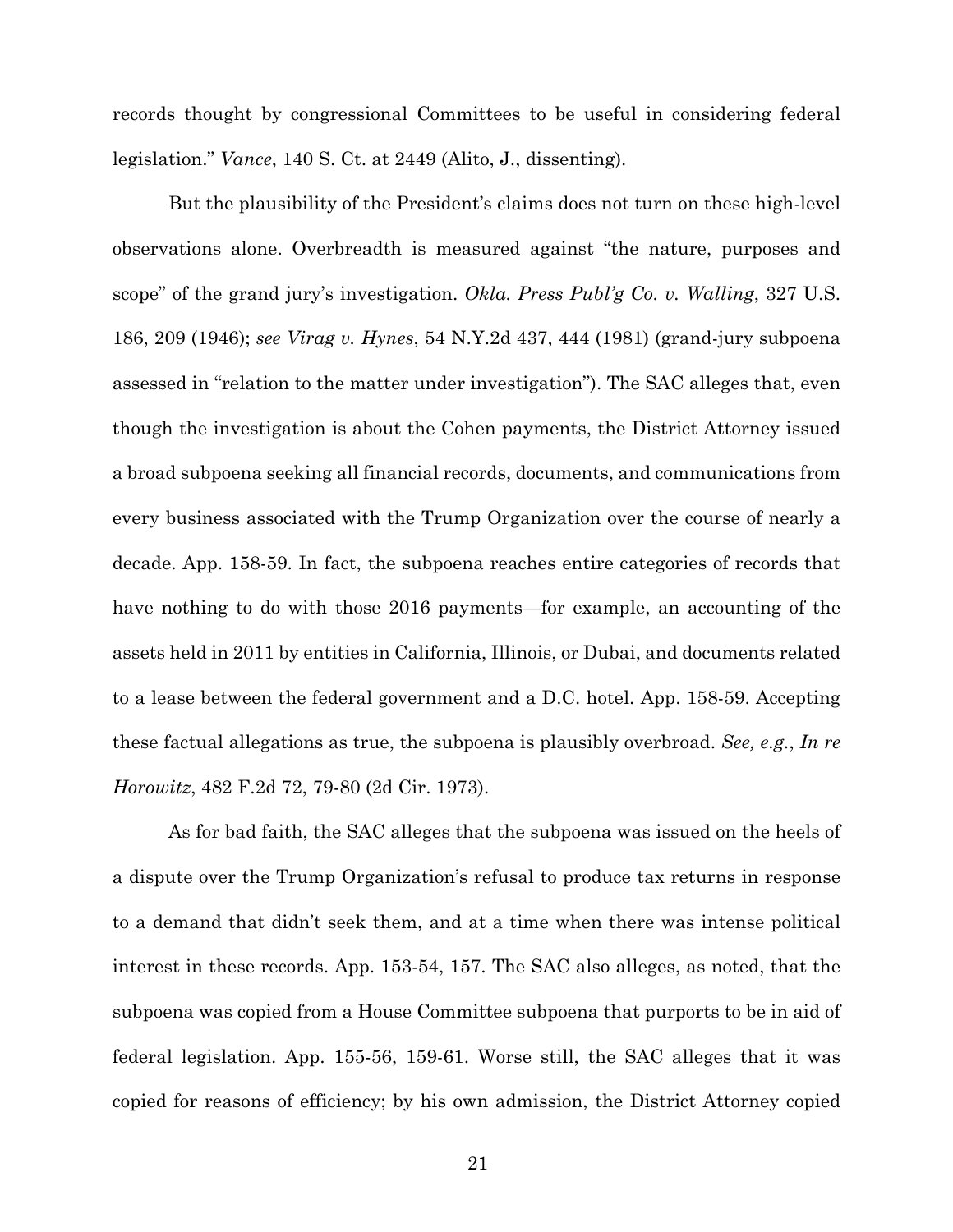records thought by congressional Committees to be useful in considering federal legislation." *Vance*, 140 S. Ct. at 2449 (Alito, J., dissenting).

But the plausibility of the President's claims does not turn on these high-level observations alone. Overbreadth is measured against "the nature, purposes and scope" of the grand jury's investigation. *Okla. Press Publ'g Co. v. Walling*, 327 U.S. 186, 209 (1946); *see Virag v. Hynes*, 54 N.Y.2d 437, 444 (1981) (grand-jury subpoena assessed in "relation to the matter under investigation"). The SAC alleges that, even though the investigation is about the Cohen payments, the District Attorney issued a broad subpoena seeking all financial records, documents, and communications from every business associated with the Trump Organization over the course of nearly a decade. App. 158-59. In fact, the subpoena reaches entire categories of records that have nothing to do with those 2016 payments—for example, an accounting of the assets held in 2011 by entities in California, Illinois, or Dubai, and documents related to a lease between the federal government and a D.C. hotel. App. 158-59. Accepting these factual allegations as true, the subpoena is plausibly overbroad. *See, e.g.*, *In re Horowitz*, 482 F.2d 72, 79-80 (2d Cir. 1973).

As for bad faith, the SAC alleges that the subpoena was issued on the heels of a dispute over the Trump Organization's refusal to produce tax returns in response to a demand that didn't seek them, and at a time when there was intense political interest in these records. App. 153-54, 157. The SAC also alleges, as noted, that the subpoena was copied from a House Committee subpoena that purports to be in aid of federal legislation. App. 155-56, 159-61. Worse still, the SAC alleges that it was copied for reasons of efficiency; by his own admission, the District Attorney copied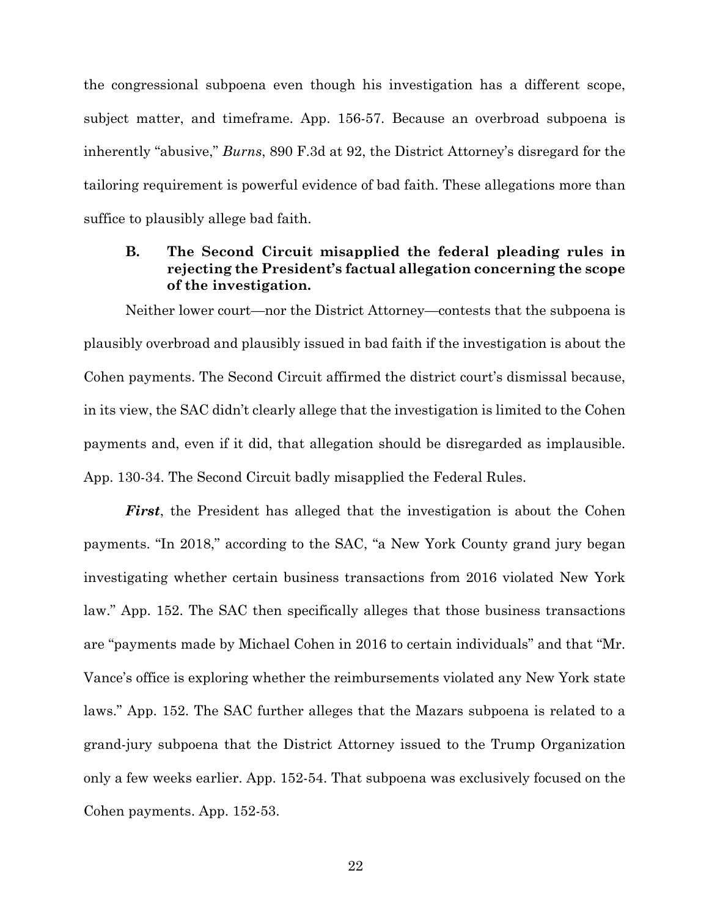the congressional subpoena even though his investigation has a different scope, subject matter, and timeframe. App. 156-57. Because an overbroad subpoena is inherently "abusive," *Burns*, 890 F.3d at 92, the District Attorney's disregard for the tailoring requirement is powerful evidence of bad faith. These allegations more than suffice to plausibly allege bad faith.

### B. The Second Circuit misapplied the federal pleading rules in rejecting the President's factual allegation concerning the scope of the investigation.

Neither lower court—nor the District Attorney—contests that the subpoena is plausibly overbroad and plausibly issued in bad faith if the investigation is about the Cohen payments. The Second Circuit affirmed the district court's dismissal because, in its view, the SAC didn't clearly allege that the investigation is limited to the Cohen payments and, even if it did, that allegation should be disregarded as implausible. App. 130-34. The Second Circuit badly misapplied the Federal Rules.

***First***, the President has alleged that the investigation is about the Cohen payments. "In 2018," according to the SAC, "a New York County grand jury began investigating whether certain business transactions from 2016 violated New York law." App. 152. The SAC then specifically alleges that those business transactions are "payments made by Michael Cohen in 2016 to certain individuals" and that "Mr. Vance's office is exploring whether the reimbursements violated any New York state laws." App. 152. The SAC further alleges that the Mazars subpoena is related to a grand-jury subpoena that the District Attorney issued to the Trump Organization only a few weeks earlier. App. 152-54. That subpoena was exclusively focused on the Cohen payments. App. 152-53.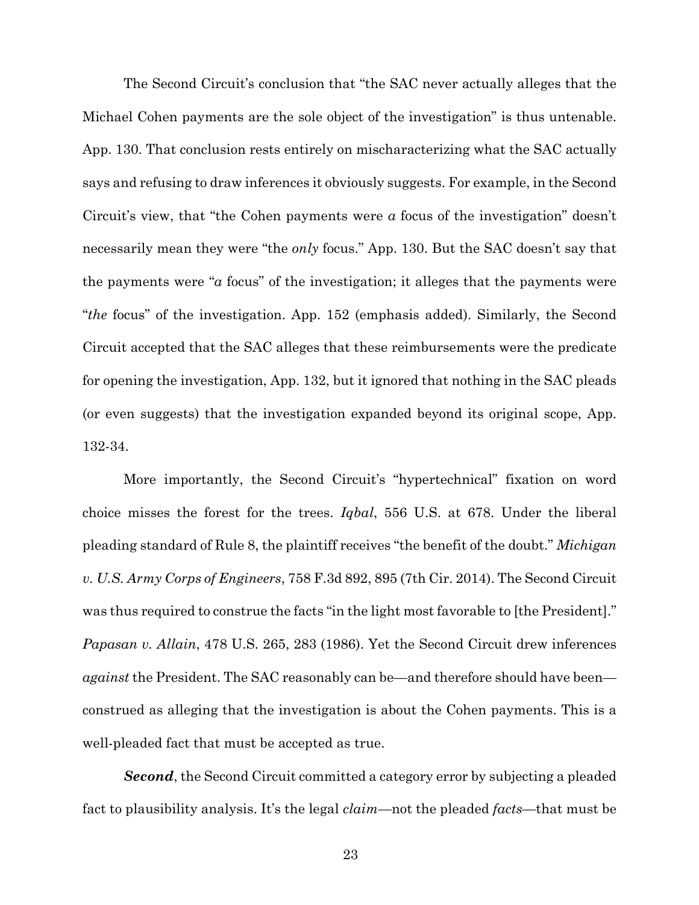The Second Circuit's conclusion that "the SAC never actually alleges that the Michael Cohen payments are the sole object of the investigation" is thus untenable. App. 130. That conclusion rests entirely on mischaracterizing what the SAC actually says and refusing to draw inferences it obviously suggests. For example, in the Second Circuit's view, that "the Cohen payments were *a* focus of the investigation" doesn't necessarily mean they were "the *only* focus." App. 130. But the SAC doesn't say that the payments were "*a* focus" of the investigation; it alleges that the payments were "*the* focus" of the investigation. App. 152 (emphasis added). Similarly, the Second Circuit accepted that the SAC alleges that these reimbursements were the predicate for opening the investigation, App. 132, but it ignored that nothing in the SAC pleads (or even suggests) that the investigation expanded beyond its original scope, App. 132-34.

More importantly, the Second Circuit's "hypertechnical" fixation on word choice misses the forest for the trees. *Iqbal*, 556 U.S. at 678. Under the liberal pleading standard of Rule 8, the plaintiff receives "the benefit of the doubt." *Michigan v. U.S. Army Corps of Engineers*, 758 F.3d 892, 895 (7th Cir. 2014). The Second Circuit was thus required to construe the facts "in the light most favorable to [the President]." *Papasan v. Allain*, 478 U.S. 265, 283 (1986). Yet the Second Circuit drew inferences *against* the President. The SAC reasonably can be—and therefore should have been—construed as alleging that the investigation is about the Cohen payments. This is a well-pleaded fact that must be accepted as true.

***Second***, the Second Circuit committed a category error by subjecting a pleaded fact to plausibility analysis. It's the legal *claim*—not the pleaded *facts*—that must be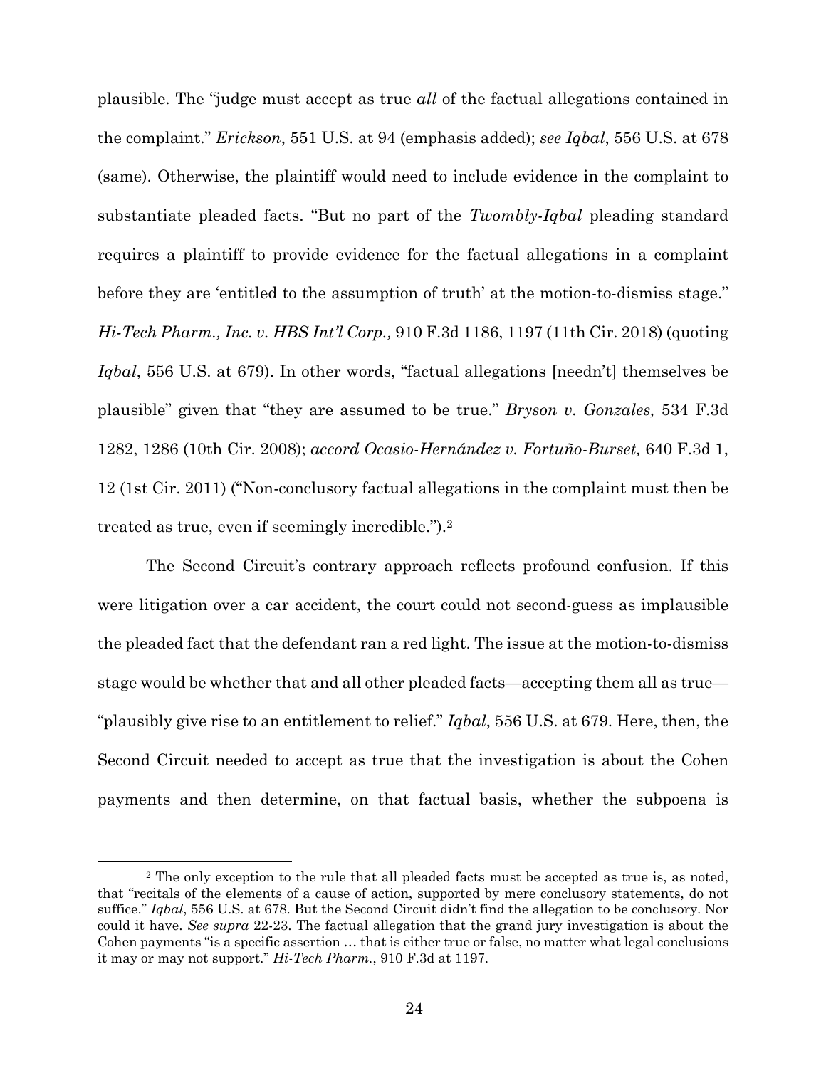plausible. The "judge must accept as true *all* of the factual allegations contained in the complaint." *Erickson*, 551 U.S. at 94 (emphasis added); *see Iqbal*, 556 U.S. at 678 (same). Otherwise, the plaintiff would need to include evidence in the complaint to substantiate pleaded facts. "But no part of the *Twombly-Iqbal* pleading standard requires a plaintiff to provide evidence for the factual allegations in a complaint before they are 'entitled to the assumption of truth' at the motion-to-dismiss stage." *Hi-Tech Pharm., Inc. v. HBS Int'l Corp.,* 910 F.3d 1186, 1197 (11th Cir. 2018) (quoting *Iqbal*, 556 U.S. at 679). In other words, "factual allegations [needn't] themselves be plausible" given that "they are assumed to be true." *Bryson v. Gonzales,* 534 F.3d 1282, 1286 (10th Cir. 2008); *accord Ocasio-Hernández v. Fortuño-Burset,* 640 F.3d 1, 12 (1st Cir. 2011) ("Non-conclusory factual allegations in the complaint must then be treated as true, even if seemingly incredible.").[2]

The Second Circuit's contrary approach reflects profound confusion. If this were litigation over a car accident, the court could not second-guess as implausible the pleaded fact that the defendant ran a red light. The issue at the motion-to-dismiss stage would be whether that and all other pleaded facts—accepting them all as true—"plausibly give rise to an entitlement to relief." *Iqbal*, 556 U.S. at 679. Here, then, the Second Circuit needed to accept as true that the investigation is about the Cohen payments and then determine, on that factual basis, whether the subpoena is

---

[2] The only exception to the rule that all pleaded facts must be accepted as true is, as noted, that "recitals of the elements of a cause of action, supported by mere conclusory statements, do not suffice." *Iqbal*, 556 U.S. at 678. But the Second Circuit didn't find the allegation to be conclusory. Nor could it have. *See supra* 22-23. The factual allegation that the grand jury investigation is about the Cohen payments "is a specific assertion … that is either true or false, no matter what legal conclusions it may or may not support." *Hi-Tech Pharm.*, 910 F.3d at 1197.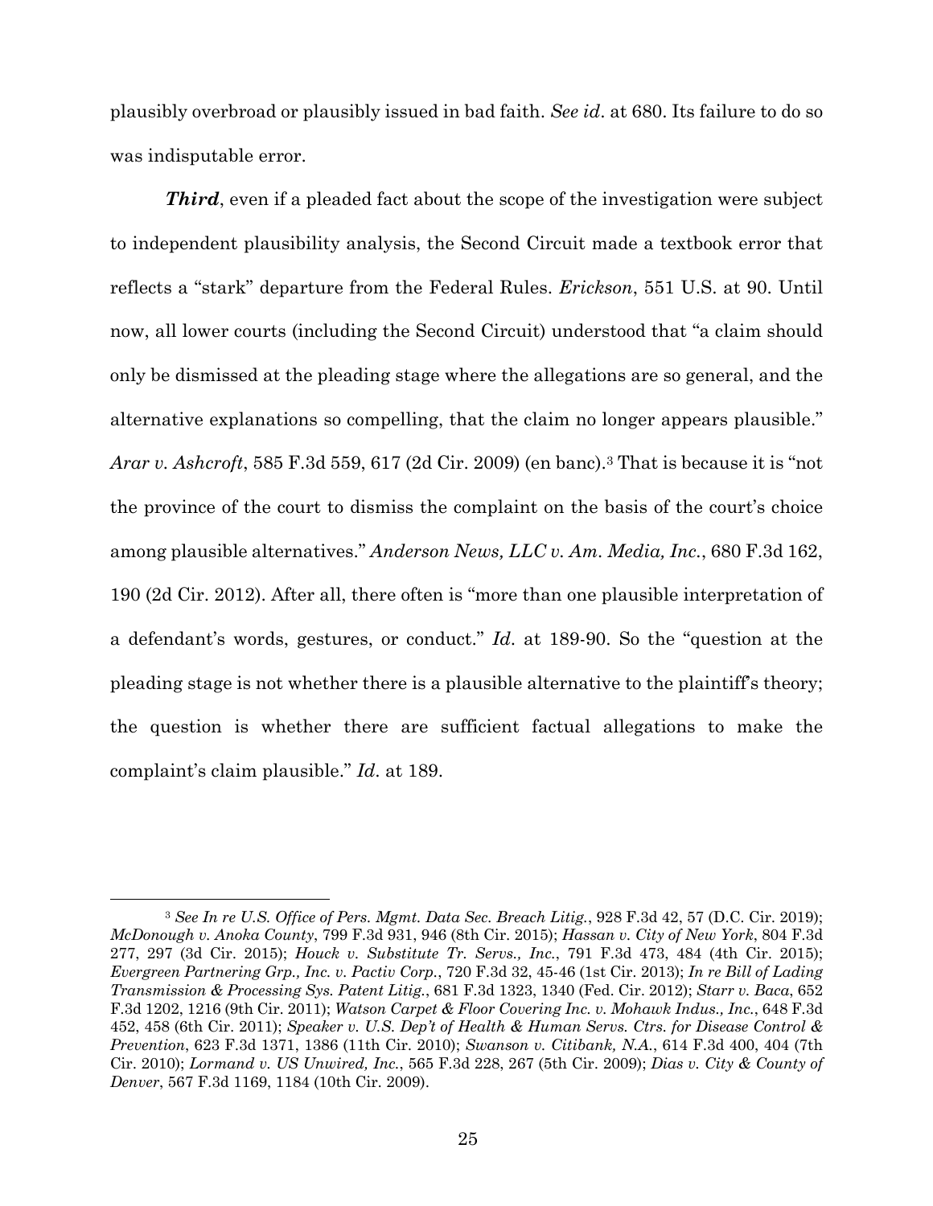plausibly overbroad or plausibly issued in bad faith. *See id*. at 680. Its failure to do so was indisputable error.

***Third***, even if a pleaded fact about the scope of the investigation were subject to independent plausibility analysis, the Second Circuit made a textbook error that reflects a "stark" departure from the Federal Rules. *Erickson*, 551 U.S. at 90. Until now, all lower courts (including the Second Circuit) understood that "a claim should only be dismissed at the pleading stage where the allegations are so general, and the alternative explanations so compelling, that the claim no longer appears plausible." *Arar v. Ashcroft*, 585 F.3d 559, 617 (2d Cir. 2009) (en banc).[3] That is because it is "not the province of the court to dismiss the complaint on the basis of the court's choice among plausible alternatives." *Anderson News, LLC v. Am. Media, Inc.*, 680 F.3d 162, 190 (2d Cir. 2012). After all, there often is "more than one plausible interpretation of a defendant's words, gestures, or conduct." *Id*. at 189-90. So the "question at the pleading stage is not whether there is a plausible alternative to the plaintiff's theory; the question is whether there are sufficient factual allegations to make the complaint's claim plausible." *Id*. at 189.

---

[3] *See In re U.S. Office of Pers. Mgmt. Data Sec. Breach Litig.*, 928 F.3d 42, 57 (D.C. Cir. 2019); *McDonough v. Anoka County*, 799 F.3d 931, 946 (8th Cir. 2015); *Hassan v. City of New York*, 804 F.3d 277, 297 (3d Cir. 2015); *Houck v. Substitute Tr. Servs., Inc.*, 791 F.3d 473, 484 (4th Cir. 2015); *Evergreen Partnering Grp., Inc. v. Pactiv Corp.*, 720 F.3d 32, 45-46 (1st Cir. 2013); *In re Bill of Lading Transmission & Processing Sys. Patent Litig.*, 681 F.3d 1323, 1340 (Fed. Cir. 2012); *Starr v. Baca*, 652 F.3d 1202, 1216 (9th Cir. 2011); *Watson Carpet & Floor Covering Inc. v. Mohawk Indus., Inc.*, 648 F.3d 452, 458 (6th Cir. 2011); *Speaker v. U.S. Dep't of Health & Human Servs. Ctrs. for Disease Control & Prevention*, 623 F.3d 1371, 1386 (11th Cir. 2010); *Swanson v. Citibank, N.A.*, 614 F.3d 400, 404 (7th Cir. 2010); *Lormand v. US Unwired, Inc.*, 565 F.3d 228, 267 (5th Cir. 2009); *Dias v. City & County of Denver*, 567 F.3d 1169, 1184 (10th Cir. 2009).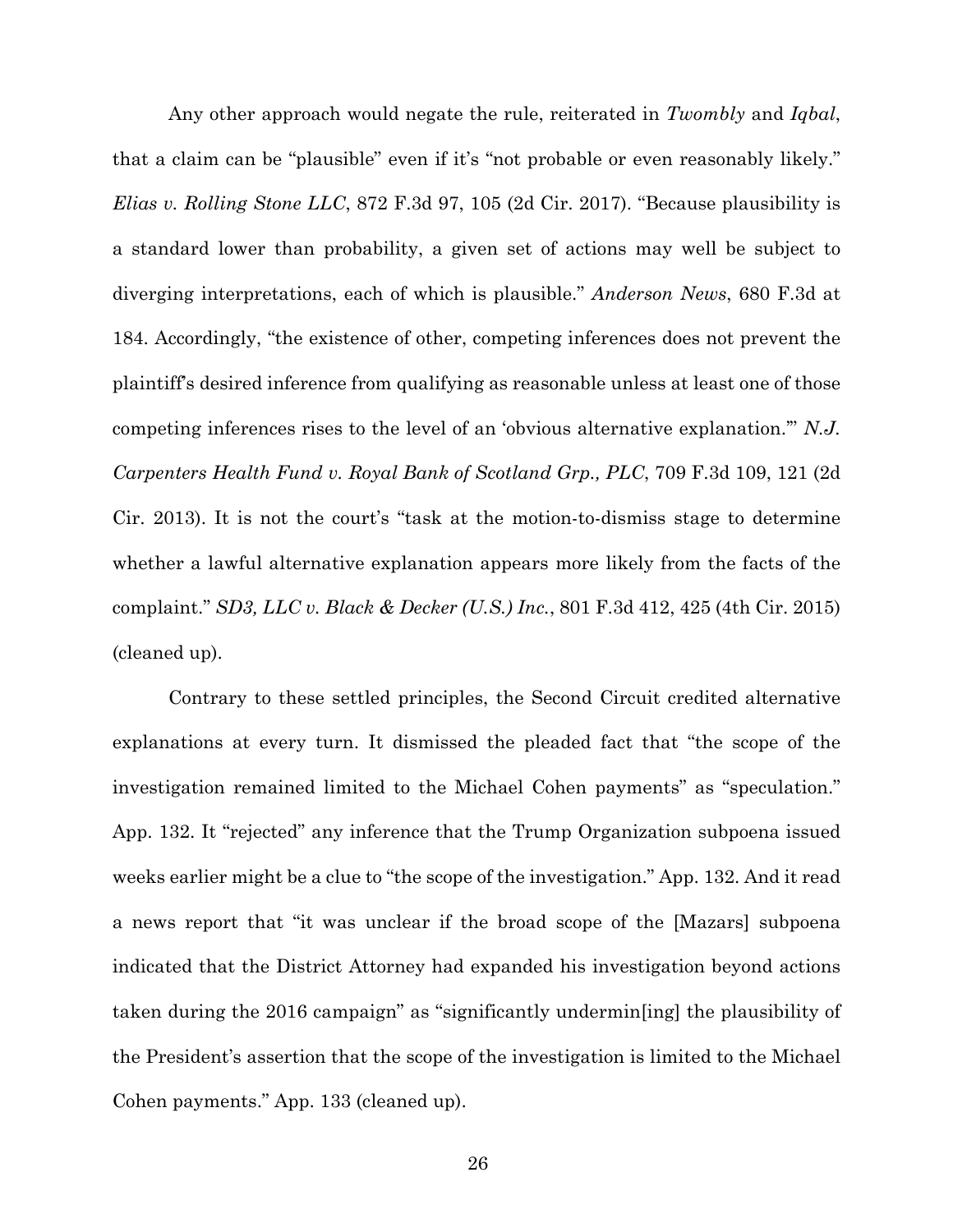Any other approach would negate the rule, reiterated in *Twombly* and *Iqbal*, that a claim can be "plausible" even if it's "not probable or even reasonably likely." *Elias v. Rolling Stone LLC*, 872 F.3d 97, 105 (2d Cir. 2017). "Because plausibility is a standard lower than probability, a given set of actions may well be subject to diverging interpretations, each of which is plausible." *Anderson News*, 680 F.3d at 184. Accordingly, "the existence of other, competing inferences does not prevent the plaintiff's desired inference from qualifying as reasonable unless at least one of those competing inferences rises to the level of an 'obvious alternative explanation.'" *N.J. Carpenters Health Fund v. Royal Bank of Scotland Grp., PLC*, 709 F.3d 109, 121 (2d Cir. 2013). It is not the court's "task at the motion-to-dismiss stage to determine whether a lawful alternative explanation appears more likely from the facts of the complaint." *SD3, LLC v. Black & Decker (U.S.) Inc.*, 801 F.3d 412, 425 (4th Cir. 2015) (cleaned up).

Contrary to these settled principles, the Second Circuit credited alternative explanations at every turn. It dismissed the pleaded fact that "the scope of the investigation remained limited to the Michael Cohen payments" as "speculation." App. 132. It "rejected" any inference that the Trump Organization subpoena issued weeks earlier might be a clue to "the scope of the investigation." App. 132. And it read a news report that "it was unclear if the broad scope of the [Mazars] subpoena indicated that the District Attorney had expanded his investigation beyond actions taken during the 2016 campaign" as "significantly undermin[ing] the plausibility of the President's assertion that the scope of the investigation is limited to the Michael Cohen payments." App. 133 (cleaned up).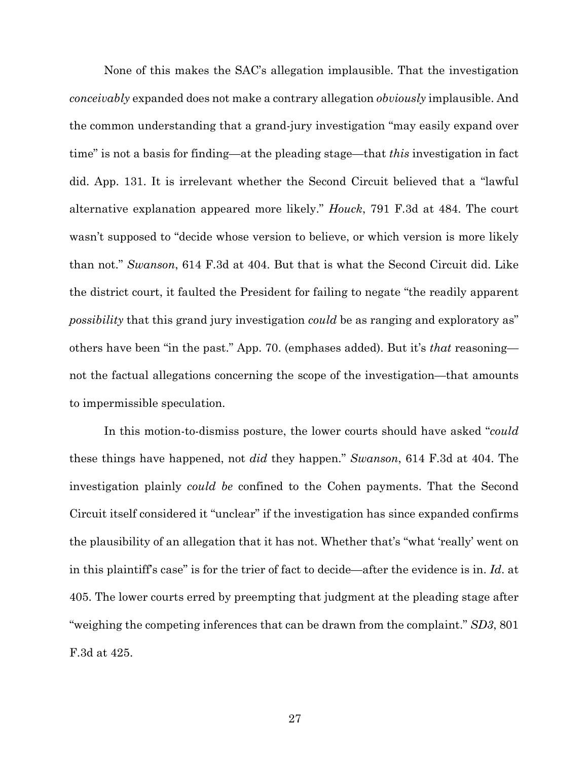None of this makes the SAC's allegation implausible. That the investigation *conceivably* expanded does not make a contrary allegation *obviously* implausible. And the common understanding that a grand-jury investigation "may easily expand over time" is not a basis for finding—at the pleading stage—that *this* investigation in fact did. App. 131. It is irrelevant whether the Second Circuit believed that a "lawful alternative explanation appeared more likely." *Houck*, 791 F.3d at 484. The court wasn't supposed to "decide whose version to believe, or which version is more likely than not." *Swanson*, 614 F.3d at 404. But that is what the Second Circuit did. Like the district court, it faulted the President for failing to negate "the readily apparent *possibility* that this grand jury investigation *could* be as ranging and exploratory as" others have been "in the past." App. 70. (emphases added). But it's *that* reasoning—not the factual allegations concerning the scope of the investigation—that amounts to impermissible speculation.

In this motion-to-dismiss posture, the lower courts should have asked "*could* these things have happened, not *did* they happen." *Swanson*, 614 F.3d at 404. The investigation plainly *could be* confined to the Cohen payments. That the Second Circuit itself considered it "unclear" if the investigation has since expanded confirms the plausibility of an allegation that it has not. Whether that's "what 'really' went on in this plaintiff's case" is for the trier of fact to decide—after the evidence is in. *Id*. at 405. The lower courts erred by preempting that judgment at the pleading stage after "weighing the competing inferences that can be drawn from the complaint." *SD3*, 801 F.3d at 425.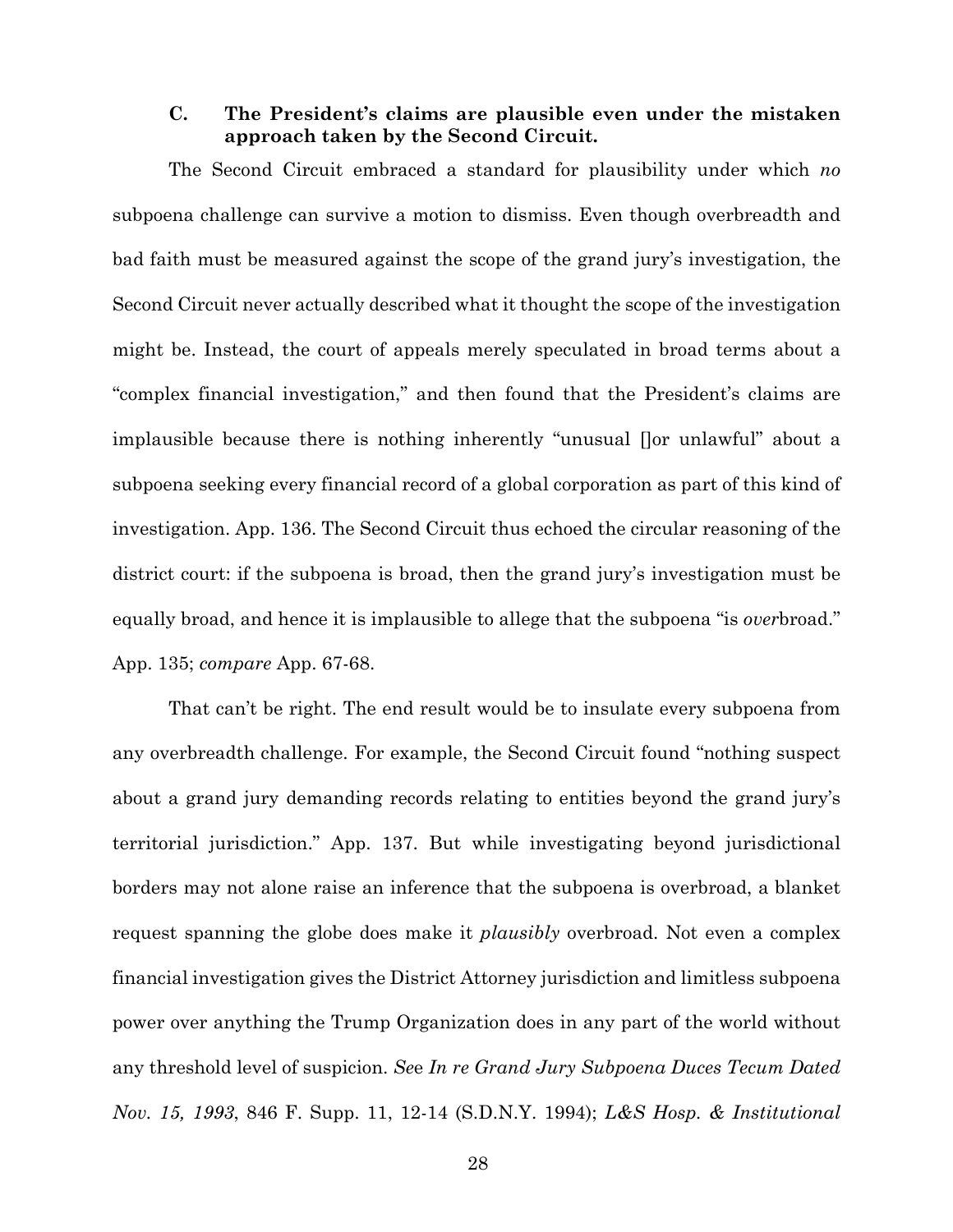### C. The President's claims are plausible even under the mistaken approach taken by the Second Circuit.

The Second Circuit embraced a standard for plausibility under which *no* subpoena challenge can survive a motion to dismiss. Even though overbreadth and bad faith must be measured against the scope of the grand jury's investigation, the Second Circuit never actually described what it thought the scope of the investigation might be. Instead, the court of appeals merely speculated in broad terms about a "complex financial investigation," and then found that the President's claims are implausible because there is nothing inherently "unusual []or unlawful" about a subpoena seeking every financial record of a global corporation as part of this kind of investigation. App. 136. The Second Circuit thus echoed the circular reasoning of the district court: if the subpoena is broad, then the grand jury's investigation must be equally broad, and hence it is implausible to allege that the subpoena "is *over*broad." App. 135; *compare* App. 67-68.

That can't be right. The end result would be to insulate every subpoena from any overbreadth challenge. For example, the Second Circuit found "nothing suspect about a grand jury demanding records relating to entities beyond the grand jury's territorial jurisdiction." App. 137. But while investigating beyond jurisdictional borders may not alone raise an inference that the subpoena is overbroad, a blanket request spanning the globe does make it *plausibly* overbroad. Not even a complex financial investigation gives the District Attorney jurisdiction and limitless subpoena power over anything the Trump Organization does in any part of the world without any threshold level of suspicion. *See In re Grand Jury Subpoena Duces Tecum Dated Nov. 15, 1993*, 846 F. Supp. 11, 12-14 (S.D.N.Y. 1994); *L&S Hosp. & Institutional*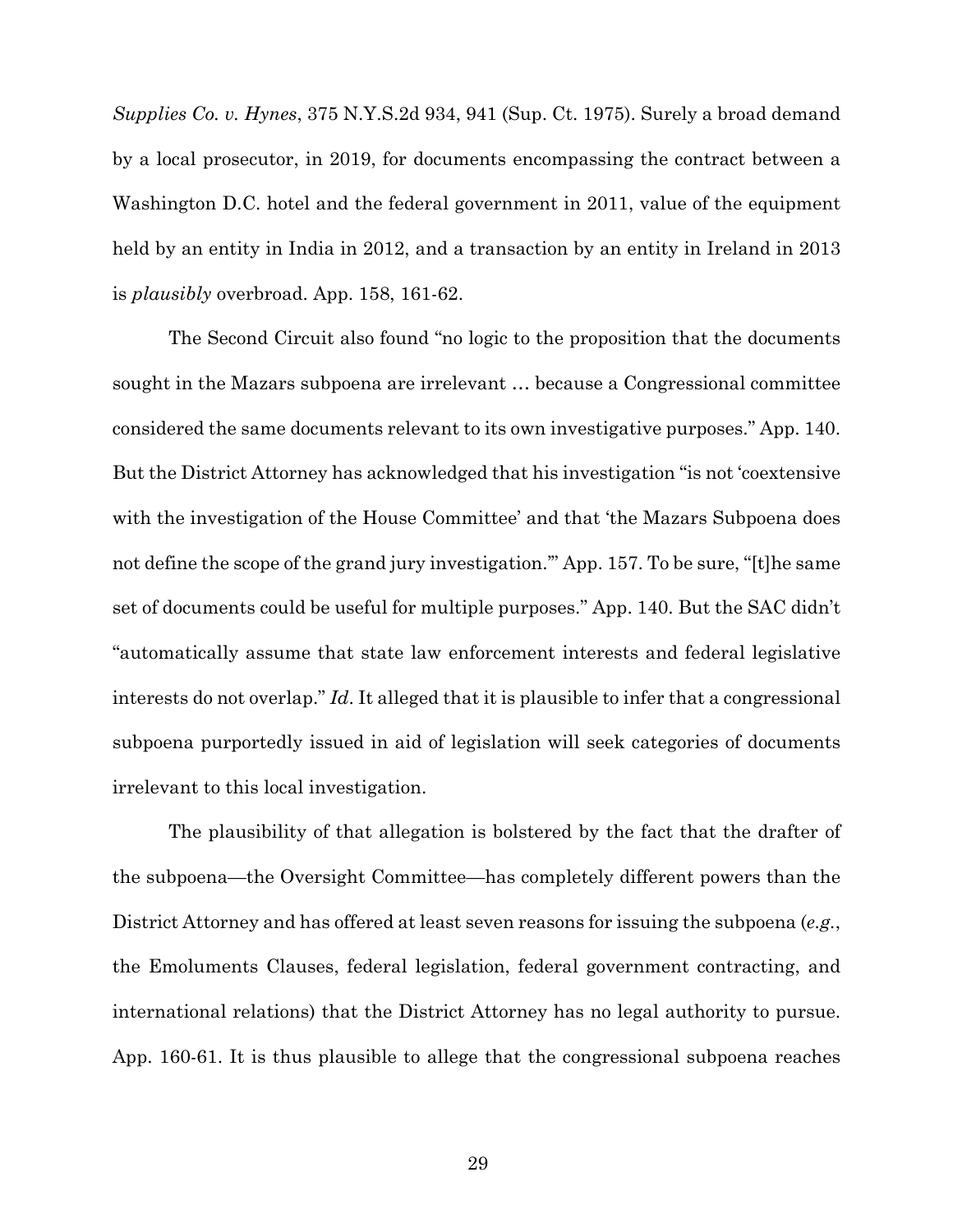*Supplies Co. v. Hynes*, 375 N.Y.S.2d 934, 941 (Sup. Ct. 1975). Surely a broad demand by a local prosecutor, in 2019, for documents encompassing the contract between a Washington D.C. hotel and the federal government in 2011, value of the equipment held by an entity in India in 2012, and a transaction by an entity in Ireland in 2013 is *plausibly* overbroad. App. 158, 161-62.

The Second Circuit also found "no logic to the proposition that the documents sought in the Mazars subpoena are irrelevant … because a Congressional committee considered the same documents relevant to its own investigative purposes." App. 140. But the District Attorney has acknowledged that his investigation "is not 'coextensive with the investigation of the House Committee' and that 'the Mazars Subpoena does not define the scope of the grand jury investigation.'" App. 157. To be sure, "[t]he same set of documents could be useful for multiple purposes." App. 140. But the SAC didn't "automatically assume that state law enforcement interests and federal legislative interests do not overlap." *Id*. It alleged that it is plausible to infer that a congressional subpoena purportedly issued in aid of legislation will seek categories of documents irrelevant to this local investigation.

The plausibility of that allegation is bolstered by the fact that the drafter of the subpoena—the Oversight Committee—has completely different powers than the District Attorney and has offered at least seven reasons for issuing the subpoena (*e.g.*, the Emoluments Clauses, federal legislation, federal government contracting, and international relations) that the District Attorney has no legal authority to pursue. App. 160-61. It is thus plausible to allege that the congressional subpoena reaches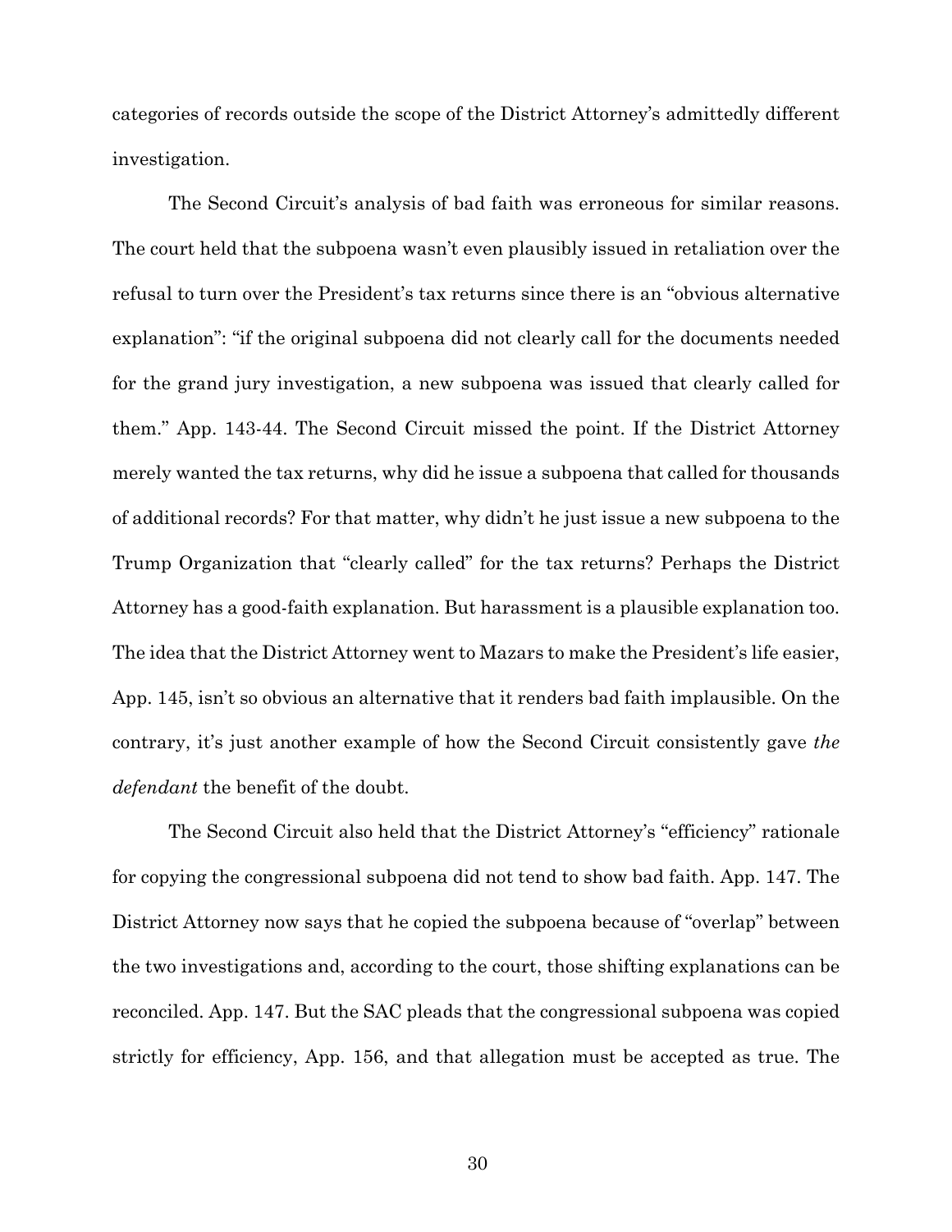categories of records outside the scope of the District Attorney's admittedly different investigation.

The Second Circuit's analysis of bad faith was erroneous for similar reasons. The court held that the subpoena wasn't even plausibly issued in retaliation over the refusal to turn over the President's tax returns since there is an "obvious alternative explanation": "if the original subpoena did not clearly call for the documents needed for the grand jury investigation, a new subpoena was issued that clearly called for them." App. 143-44. The Second Circuit missed the point. If the District Attorney merely wanted the tax returns, why did he issue a subpoena that called for thousands of additional records? For that matter, why didn't he just issue a new subpoena to the Trump Organization that "clearly called" for the tax returns? Perhaps the District Attorney has a good-faith explanation. But harassment is a plausible explanation too. The idea that the District Attorney went to Mazars to make the President's life easier, App. 145, isn't so obvious an alternative that it renders bad faith implausible. On the contrary, it's just another example of how the Second Circuit consistently gave *the defendant* the benefit of the doubt.

The Second Circuit also held that the District Attorney's "efficiency" rationale for copying the congressional subpoena did not tend to show bad faith. App. 147. The District Attorney now says that he copied the subpoena because of "overlap" between the two investigations and, according to the court, those shifting explanations can be reconciled. App. 147. But the SAC pleads that the congressional subpoena was copied strictly for efficiency, App. 156, and that allegation must be accepted as true. The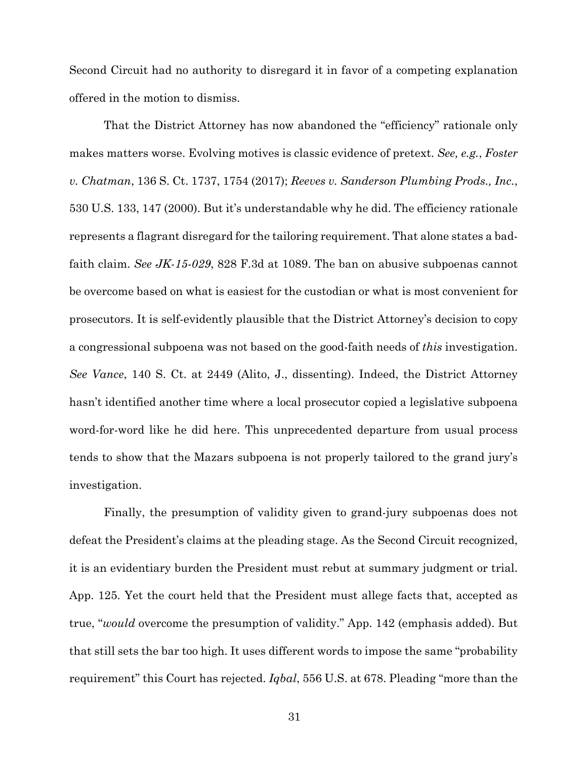Second Circuit had no authority to disregard it in favor of a competing explanation offered in the motion to dismiss.

That the District Attorney has now abandoned the "efficiency" rationale only makes matters worse. Evolving motives is classic evidence of pretext. *See, e.g.*, *Foster v. Chatman*, 136 S. Ct. 1737, 1754 (2017); *Reeves v. Sanderson Plumbing Prods., Inc.*, 530 U.S. 133, 147 (2000). But it's understandable why he did. The efficiency rationale represents a flagrant disregard for the tailoring requirement. That alone states a bad-faith claim. *See JK-15-029*, 828 F.3d at 1089. The ban on abusive subpoenas cannot be overcome based on what is easiest for the custodian or what is most convenient for prosecutors. It is self-evidently plausible that the District Attorney's decision to copy a congressional subpoena was not based on the good-faith needs of *this* investigation. *See Vance*, 140 S. Ct. at 2449 (Alito, J., dissenting). Indeed, the District Attorney hasn't identified another time where a local prosecutor copied a legislative subpoena word-for-word like he did here. This unprecedented departure from usual process tends to show that the Mazars subpoena is not properly tailored to the grand jury's investigation.

Finally, the presumption of validity given to grand-jury subpoenas does not defeat the President's claims at the pleading stage. As the Second Circuit recognized, it is an evidentiary burden the President must rebut at summary judgment or trial. App. 125. Yet the court held that the President must allege facts that, accepted as true, "*would* overcome the presumption of validity." App. 142 (emphasis added). But that still sets the bar too high. It uses different words to impose the same "probability requirement" this Court has rejected. *Iqbal*, 556 U.S. at 678. Pleading "more than the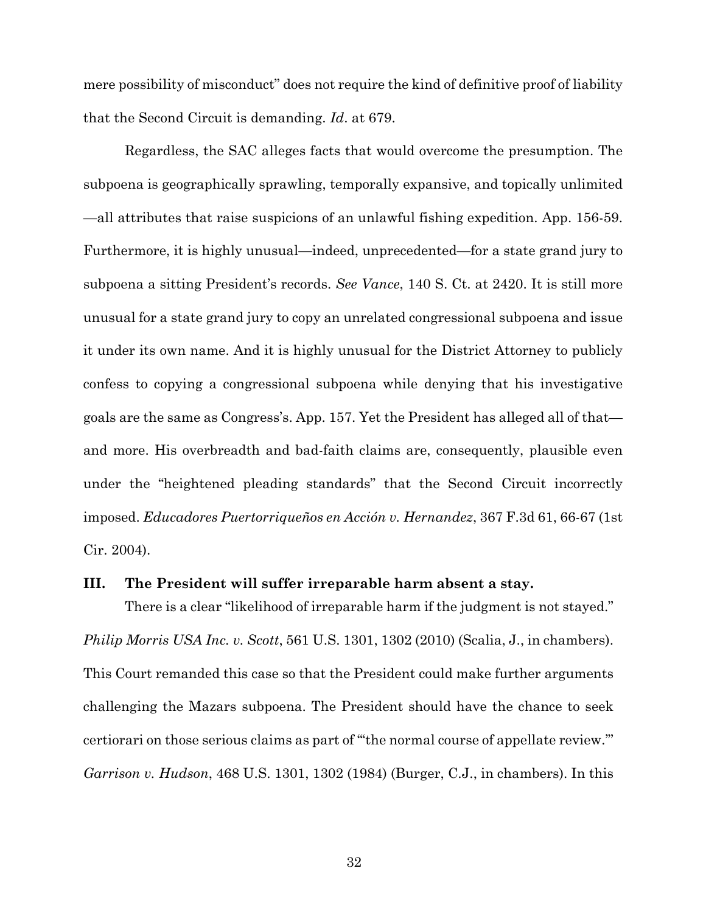mere possibility of misconduct" does not require the kind of definitive proof of liability that the Second Circuit is demanding. *Id*. at 679.

Regardless, the SAC alleges facts that would overcome the presumption. The subpoena is geographically sprawling, temporally expansive, and topically unlimited —all attributes that raise suspicions of an unlawful fishing expedition. App. 156-59. Furthermore, it is highly unusual—indeed, unprecedented—for a state grand jury to subpoena a sitting President's records. *See Vance*, 140 S. Ct. at 2420. It is still more unusual for a state grand jury to copy an unrelated congressional subpoena and issue it under its own name. And it is highly unusual for the District Attorney to publicly confess to copying a congressional subpoena while denying that his investigative goals are the same as Congress's. App. 157. Yet the President has alleged all of that— and more. His overbreadth and bad-faith claims are, consequently, plausible even under the "heightened pleading standards" that the Second Circuit incorrectly imposed. *Educadores Puertorriqueños en Acción v. Hernandez*, 367 F.3d 61, 66-67 (1st Cir. 2004).

## III. The President will suffer irreparable harm absent a stay.

There is a clear "likelihood of irreparable harm if the judgment is not stayed." *Philip Morris USA Inc. v. Scott*, 561 U.S. 1301, 1302 (2010) (Scalia, J., in chambers). This Court remanded this case so that the President could make further arguments challenging the Mazars subpoena. The President should have the chance to seek certiorari on those serious claims as part of "'the normal course of appellate review.'" *Garrison v. Hudson*, 468 U.S. 1301, 1302 (1984) (Burger, C.J., in chambers). In this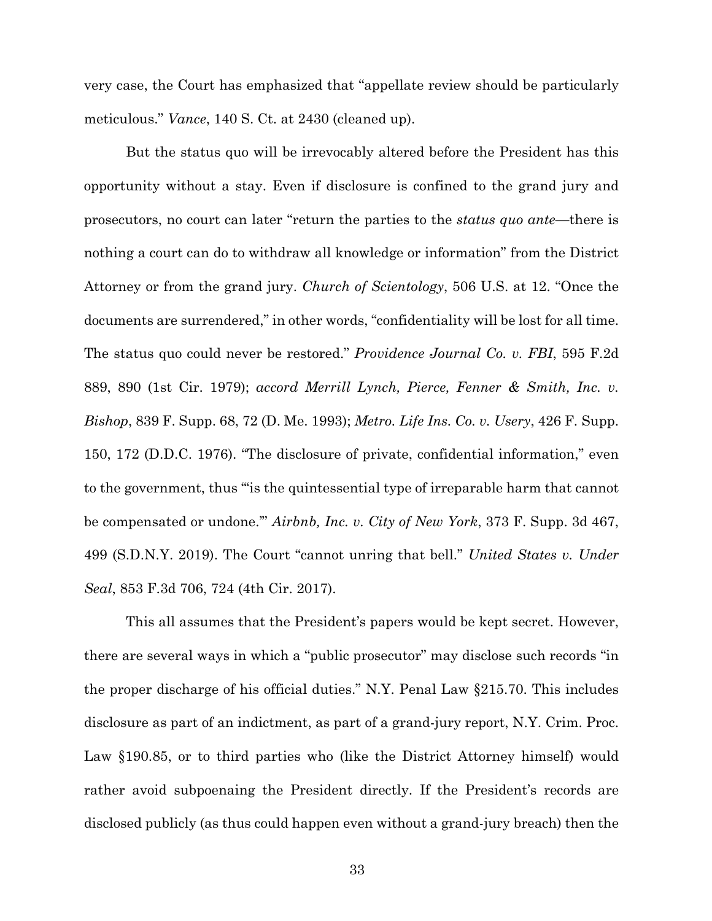very case, the Court has emphasized that "appellate review should be particularly meticulous." *Vance*, 140 S. Ct. at 2430 (cleaned up).

But the status quo will be irrevocably altered before the President has this opportunity without a stay. Even if disclosure is confined to the grand jury and prosecutors, no court can later "return the parties to the *status quo ante*—there is nothing a court can do to withdraw all knowledge or information" from the District Attorney or from the grand jury. *Church of Scientology*, 506 U.S. at 12. "Once the documents are surrendered," in other words, "confidentiality will be lost for all time. The status quo could never be restored." *Providence Journal Co. v. FBI*, 595 F.2d 889, 890 (1st Cir. 1979); *accord Merrill Lynch, Pierce, Fenner & Smith, Inc. v. Bishop*, 839 F. Supp. 68, 72 (D. Me. 1993); *Metro. Life Ins. Co. v. Usery*, 426 F. Supp. 150, 172 (D.D.C. 1976). "The disclosure of private, confidential information," even to the government, thus "'is the quintessential type of irreparable harm that cannot be compensated or undone.'" *Airbnb, Inc. v. City of New York*, 373 F. Supp. 3d 467, 499 (S.D.N.Y. 2019). The Court "cannot unring that bell." *United States v. Under Seal*, 853 F.3d 706, 724 (4th Cir. 2017).

This all assumes that the President's papers would be kept secret. However, there are several ways in which a "public prosecutor" may disclose such records "in the proper discharge of his official duties." N.Y. Penal Law §215.70. This includes disclosure as part of an indictment, as part of a grand-jury report, N.Y. Crim. Proc. Law §190.85, or to third parties who (like the District Attorney himself) would rather avoid subpoenaing the President directly. If the President's records are disclosed publicly (as thus could happen even without a grand-jury breach) then the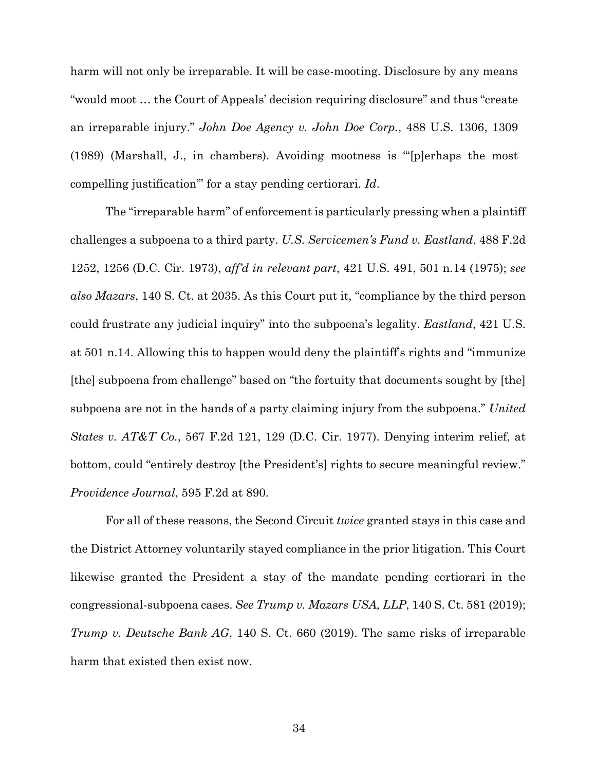harm will not only be irreparable. It will be case-mooting. Disclosure by any means "would moot … the Court of Appeals' decision requiring disclosure" and thus "create an irreparable injury." *John Doe Agency v. John Doe Corp.*, 488 U.S. 1306, 1309 (1989) (Marshall, J., in chambers). Avoiding mootness is "'[p]erhaps the most compelling justification'" for a stay pending certiorari. *Id*.

The "irreparable harm" of enforcement is particularly pressing when a plaintiff challenges a subpoena to a third party. *U.S. Servicemen's Fund v. Eastland*, 488 F.2d 1252, 1256 (D.C. Cir. 1973), *aff'd in relevant part*, 421 U.S. 491, 501 n.14 (1975); *see also Mazars*, 140 S. Ct. at 2035. As this Court put it, "compliance by the third person could frustrate any judicial inquiry" into the subpoena's legality. *Eastland*, 421 U.S. at 501 n.14. Allowing this to happen would deny the plaintiff's rights and "immunize [the] subpoena from challenge" based on "the fortuity that documents sought by [the] subpoena are not in the hands of a party claiming injury from the subpoena." *United States v. AT&T Co.*, 567 F.2d 121, 129 (D.C. Cir. 1977). Denying interim relief, at bottom, could "entirely destroy [the President's] rights to secure meaningful review." *Providence Journal*, 595 F.2d at 890.

For all of these reasons, the Second Circuit *twice* granted stays in this case and the District Attorney voluntarily stayed compliance in the prior litigation. This Court likewise granted the President a stay of the mandate pending certiorari in the congressional-subpoena cases. *See Trump v. Mazars USA, LLP*, 140 S. Ct. 581 (2019); *Trump v. Deutsche Bank AG*, 140 S. Ct. 660 (2019). The same risks of irreparable harm that existed then exist now.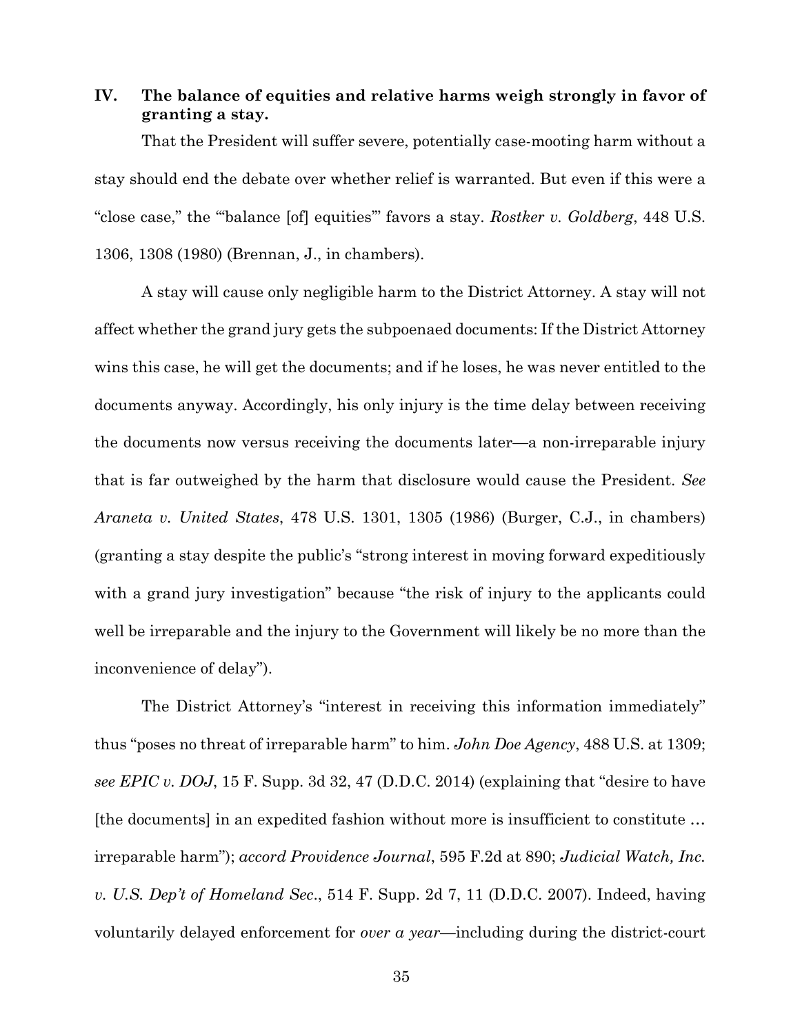## IV. The balance of equities and relative harms weigh strongly in favor of granting a stay.

That the President will suffer severe, potentially case-mooting harm without a stay should end the debate over whether relief is warranted. But even if this were a "close case," the "'balance [of] equities'" favors a stay. *Rostker v. Goldberg*, 448 U.S. 1306, 1308 (1980) (Brennan, J., in chambers).

A stay will cause only negligible harm to the District Attorney. A stay will not affect whether the grand jury gets the subpoenaed documents: If the District Attorney wins this case, he will get the documents; and if he loses, he was never entitled to the documents anyway. Accordingly, his only injury is the time delay between receiving the documents now versus receiving the documents later—a non-irreparable injury that is far outweighed by the harm that disclosure would cause the President. *See Araneta v. United States*, 478 U.S. 1301, 1305 (1986) (Burger, C.J., in chambers) (granting a stay despite the public's "strong interest in moving forward expeditiously with a grand jury investigation" because "the risk of injury to the applicants could well be irreparable and the injury to the Government will likely be no more than the inconvenience of delay").

The District Attorney's "interest in receiving this information immediately" thus "poses no threat of irreparable harm" to him. *John Doe Agency*, 488 U.S. at 1309; *see EPIC v. DOJ*, 15 F. Supp. 3d 32, 47 (D.D.C. 2014) (explaining that "desire to have [the documents] in an expedited fashion without more is insufficient to constitute … irreparable harm"); *accord Providence Journal*, 595 F.2d at 890; *Judicial Watch, Inc. v. U.S. Dep't of Homeland Sec*., 514 F. Supp. 2d 7, 11 (D.D.C. 2007). Indeed, having voluntarily delayed enforcement for *over a year*—including during the district-court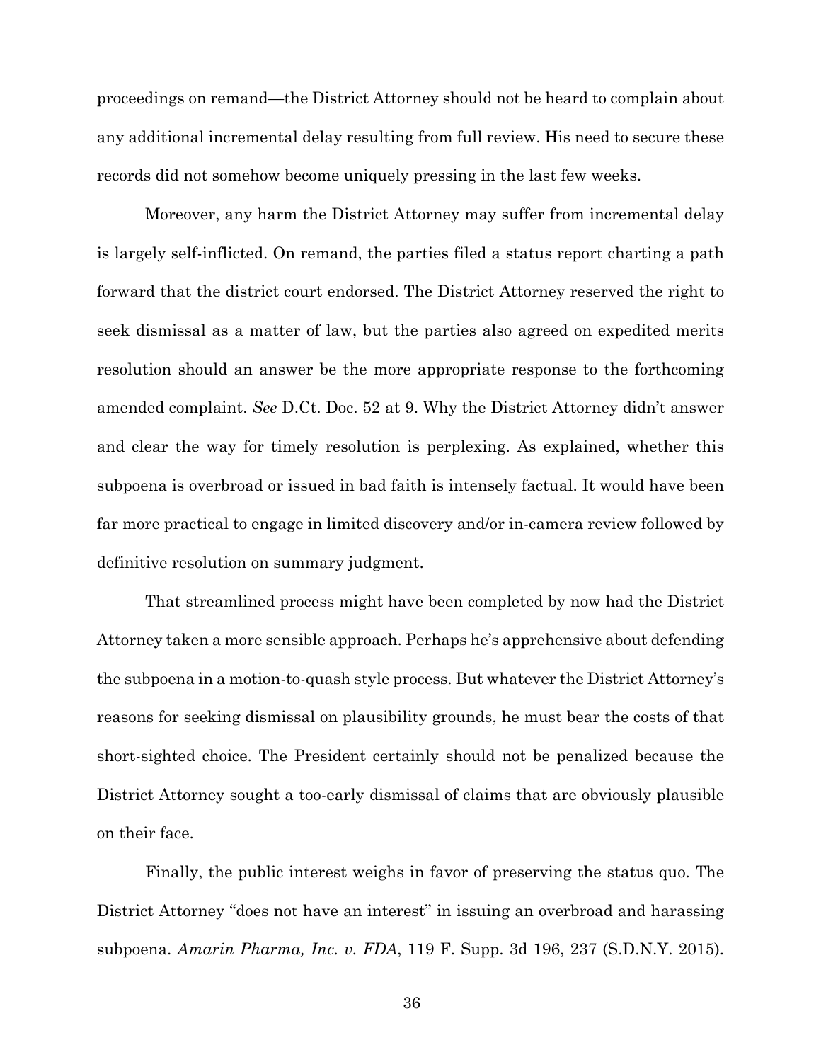proceedings on remand—the District Attorney should not be heard to complain about any additional incremental delay resulting from full review. His need to secure these records did not somehow become uniquely pressing in the last few weeks.

Moreover, any harm the District Attorney may suffer from incremental delay is largely self-inflicted. On remand, the parties filed a status report charting a path forward that the district court endorsed. The District Attorney reserved the right to seek dismissal as a matter of law, but the parties also agreed on expedited merits resolution should an answer be the more appropriate response to the forthcoming amended complaint. *See* D.Ct. Doc. 52 at 9. Why the District Attorney didn't answer and clear the way for timely resolution is perplexing. As explained, whether this subpoena is overbroad or issued in bad faith is intensely factual. It would have been far more practical to engage in limited discovery and/or in-camera review followed by definitive resolution on summary judgment.

That streamlined process might have been completed by now had the District Attorney taken a more sensible approach. Perhaps he's apprehensive about defending the subpoena in a motion-to-quash style process. But whatever the District Attorney's reasons for seeking dismissal on plausibility grounds, he must bear the costs of that short-sighted choice. The President certainly should not be penalized because the District Attorney sought a too-early dismissal of claims that are obviously plausible on their face.

Finally, the public interest weighs in favor of preserving the status quo. The District Attorney "does not have an interest" in issuing an overbroad and harassing subpoena. *Amarin Pharma, Inc. v. FDA*, 119 F. Supp. 3d 196, 237 (S.D.N.Y. 2015).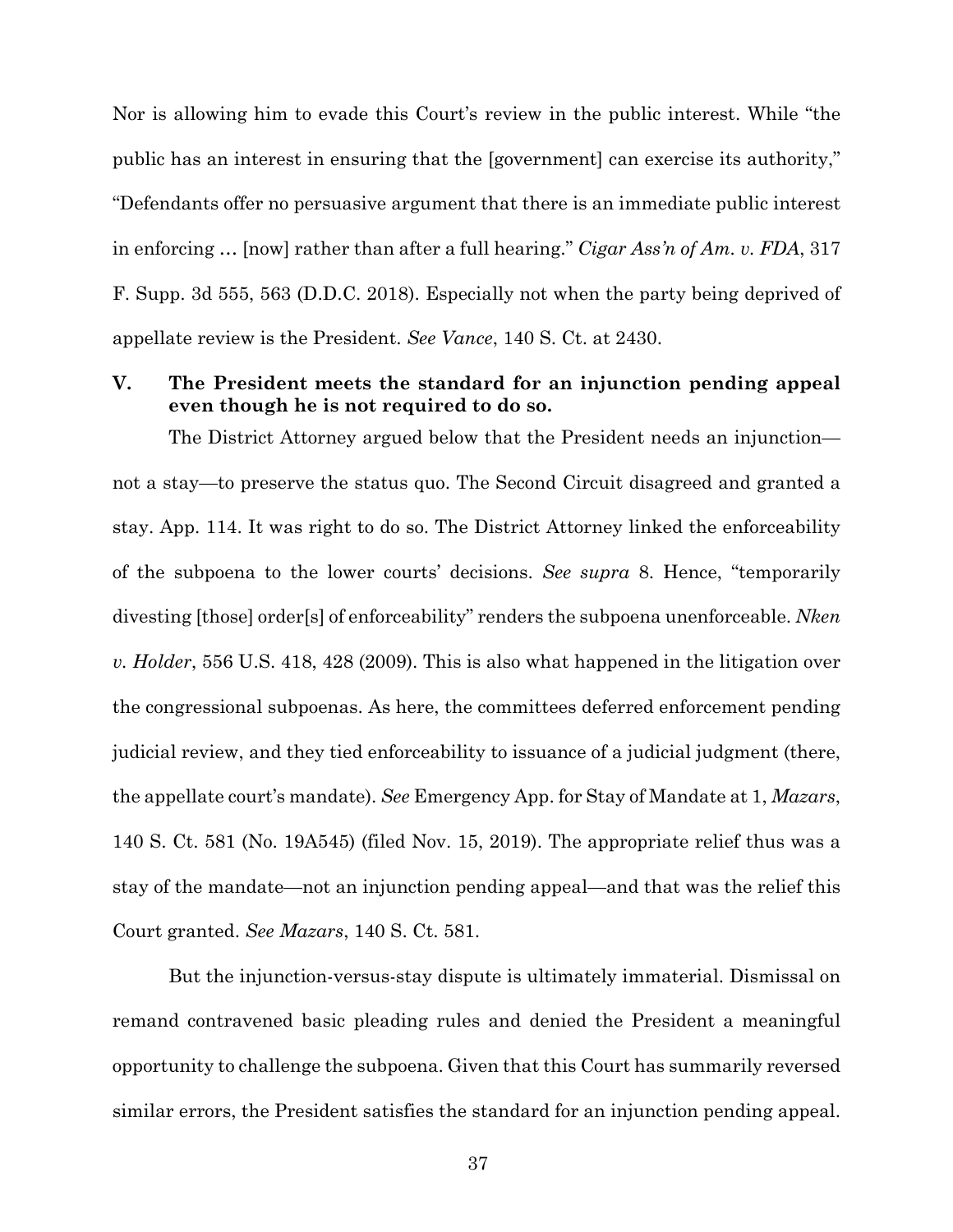Nor is allowing him to evade this Court's review in the public interest. While "the public has an interest in ensuring that the [government] can exercise its authority," "Defendants offer no persuasive argument that there is an immediate public interest in enforcing … [now] rather than after a full hearing." *Cigar Ass'n of Am. v. FDA*, 317 F. Supp. 3d 555, 563 (D.D.C. 2018). Especially not when the party being deprived of appellate review is the President. *See Vance*, 140 S. Ct. at 2430.

## V. The President meets the standard for an injunction pending appeal even though he is not required to do so.

The District Attorney argued below that the President needs an injunction—not a stay—to preserve the status quo. The Second Circuit disagreed and granted a stay. App. 114. It was right to do so. The District Attorney linked the enforceability of the subpoena to the lower courts' decisions. *See supra* 8. Hence, "temporarily divesting [those] order[s] of enforceability" renders the subpoena unenforceable. *Nken v. Holder*, 556 U.S. 418, 428 (2009). This is also what happened in the litigation over the congressional subpoenas. As here, the committees deferred enforcement pending judicial review, and they tied enforceability to issuance of a judicial judgment (there, the appellate court's mandate). *See* Emergency App. for Stay of Mandate at 1, *Mazars*, 140 S. Ct. 581 (No. 19A545) (filed Nov. 15, 2019). The appropriate relief thus was a stay of the mandate—not an injunction pending appeal—and that was the relief this Court granted. *See Mazars*, 140 S. Ct. 581.

But the injunction-versus-stay dispute is ultimately immaterial. Dismissal on remand contravened basic pleading rules and denied the President a meaningful opportunity to challenge the subpoena. Given that this Court has summarily reversed similar errors, the President satisfies the standard for an injunction pending appeal.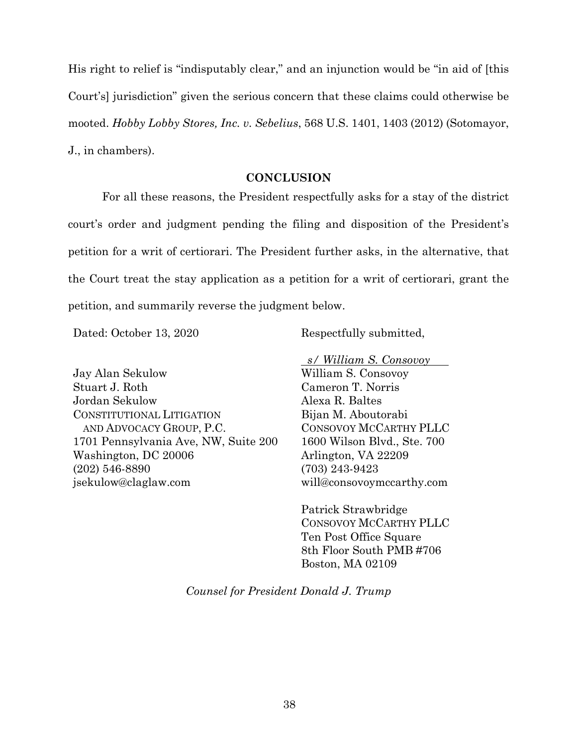His right to relief is "indisputably clear," and an injunction would be "in aid of [this Court's] jurisdiction" given the serious concern that these claims could otherwise be mooted. *Hobby Lobby Stores, Inc. v. Sebelius*, 568 U.S. 1401, 1403 (2012) (Sotomayor, J., in chambers).

## CONCLUSION

For all these reasons, the President respectfully asks for a stay of the district court's order and judgment pending the filing and disposition of the President's petition for a writ of certiorari. The President further asks, in the alternative, that the Court treat the stay application as a petition for a writ of certiorari, grant the petition, and summarily reverse the judgment below.

Dated: October 13, 2020

Respectfully submitted,

*s/ William S. Consovoy*
William S. Consovoy
Cameron T. Norris
Alexa R. Baltes
Bijan M. Aboutorabi
CONSOVOY MCCARTHY PLLC
1600 Wilson Blvd., Ste. 700
Arlington, VA 22209
(703) 243-9423
will@consovoymccarthy.com

Patrick Strawbridge
CONSOVOY MCCARTHY PLLC
Ten Post Office Square
8th Floor South PMB #706
Boston, MA 02109

Jay Alan Sekulow
Stuart J. Roth
Jordan Sekulow
CONSTITUTIONAL LITIGATION AND ADVOCACY GROUP, P.C.
1701 Pennsylvania Ave, NW, Suite 200
Washington, DC 20006
(202) 546-8890
jsekulow@claglaw.com

*Counsel for President Donald J. Trump*